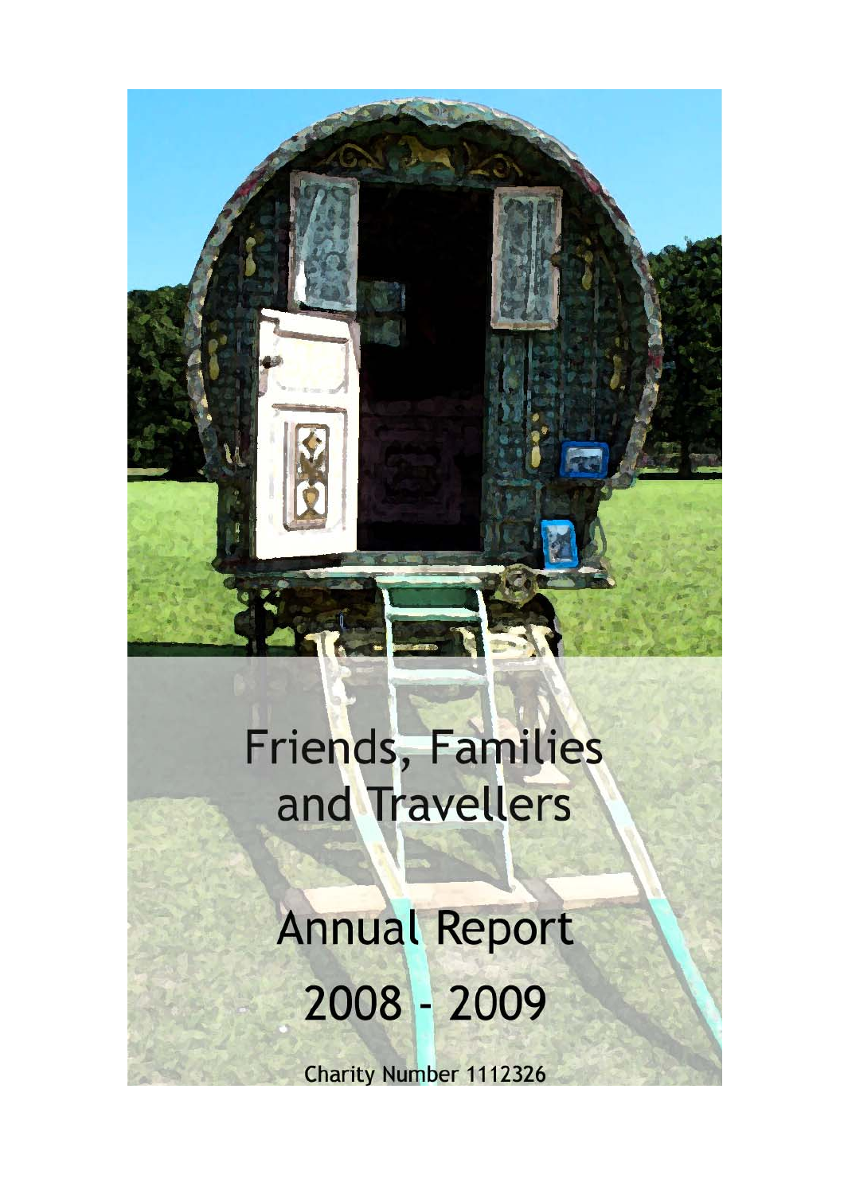# Friends, Families and Travellers

# Annual Report 2008 - 2009

Charity Number 1112326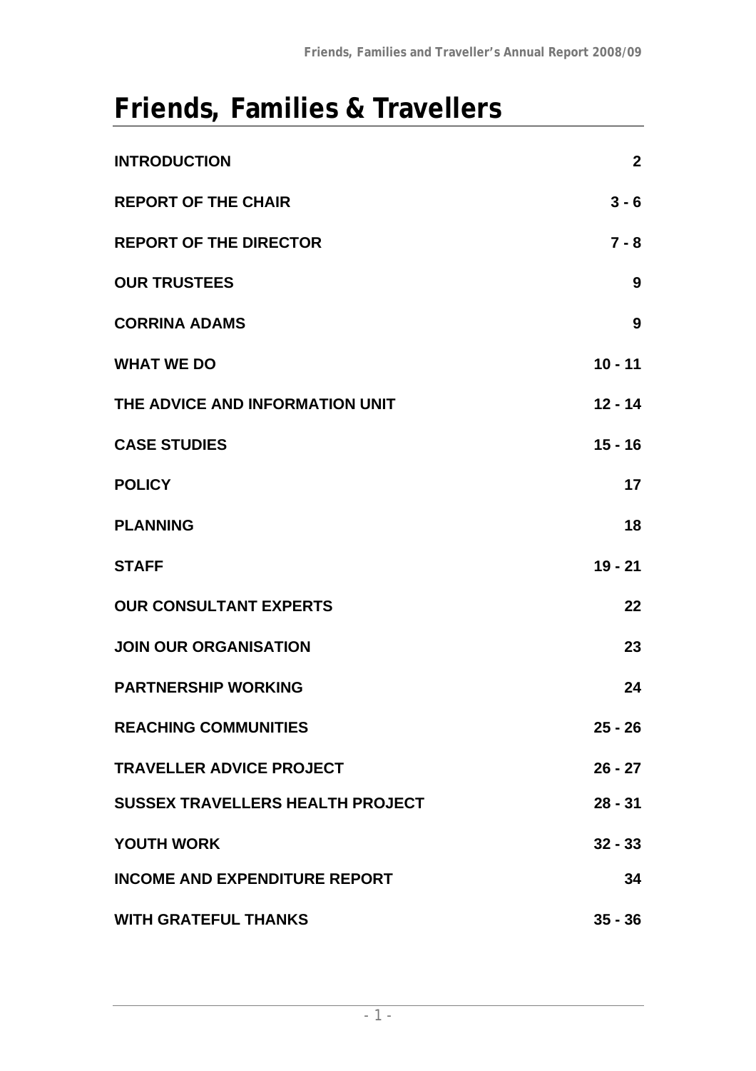# Friends, Families & Travellers

| | |
|---|---|
| **INTRODUCTION** | **2** |
| **REPORT OF THE CHAIR** | **3 - 6** |
| **REPORT OF THE DIRECTOR** | **7 - 8** |
| **OUR TRUSTEES** | **9** |
| **CORRINA ADAMS** | **9** |
| **WHAT WE DO** | **10 - 11** |
| **THE ADVICE AND INFORMATION UNIT** | **12 - 14** |
| **CASE STUDIES** | **15 - 16** |
| **POLICY** | **17** |
| **PLANNING** | **18** |
| **STAFF** | **19 - 21** |
| **OUR CONSULTANT EXPERTS** | **22** |
| **JOIN OUR ORGANISATION** | **23** |
| **PARTNERSHIP WORKING** | **24** |
| **REACHING COMMUNITIES** | **25 - 26** |
| **TRAVELLER ADVICE PROJECT** | **26 - 27** |
| **SUSSEX TRAVELLERS HEALTH PROJECT** | **28 - 31** |
| **YOUTH WORK** | **32 - 33** |
| **INCOME AND EXPENDITURE REPORT** | **34** |
| **WITH GRATEFUL THANKS** | **35 - 36** |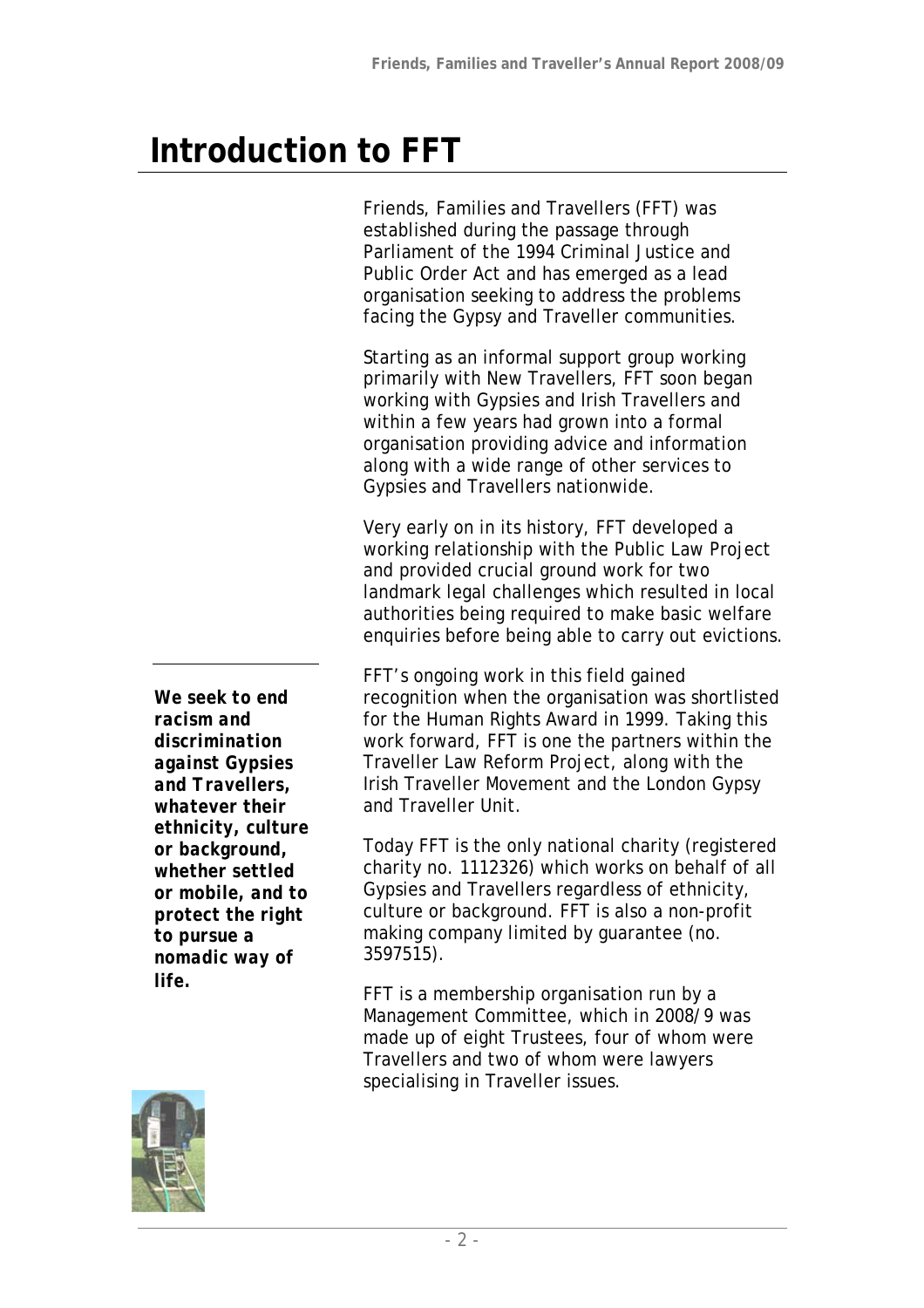# Introduction to FFT

Friends, Families and Travellers (FFT) was established during the passage through Parliament of the 1994 Criminal Justice and Public Order Act and has emerged as a lead organisation seeking to address the problems facing the Gypsy and Traveller communities.

Starting as an informal support group working primarily with New Travellers, FFT soon began working with Gypsies and Irish Travellers and within a few years had grown into a formal organisation providing advice and information along with a wide range of other services to Gypsies and Travellers nationwide.

Very early on in its history, FFT developed a working relationship with the Public Law Project and provided crucial ground work for two landmark legal challenges which resulted in local authorities being required to make basic welfare enquiries before being able to carry out evictions.

***We seek to end racism and discrimination against Gypsies and Travellers, whatever their ethnicity, culture or background, whether settled or mobile, and to protect the right to pursue a nomadic way of life.***

FFT's ongoing work in this field gained recognition when the organisation was shortlisted for the Human Rights Award in 1999. Taking this work forward, FFT is one the partners within the Traveller Law Reform Project, along with the Irish Traveller Movement and the London Gypsy and Traveller Unit.

Today FFT is the only national charity (registered charity no. 1112326) which works on behalf of all Gypsies and Travellers regardless of ethnicity, culture or background. FFT is also a non-profit making company limited by guarantee (no. 3597515).

FFT is a membership organisation run by a Management Committee, which in 2008/9 was made up of eight Trustees, four of whom were Travellers and two of whom were lawyers specialising in Traveller issues.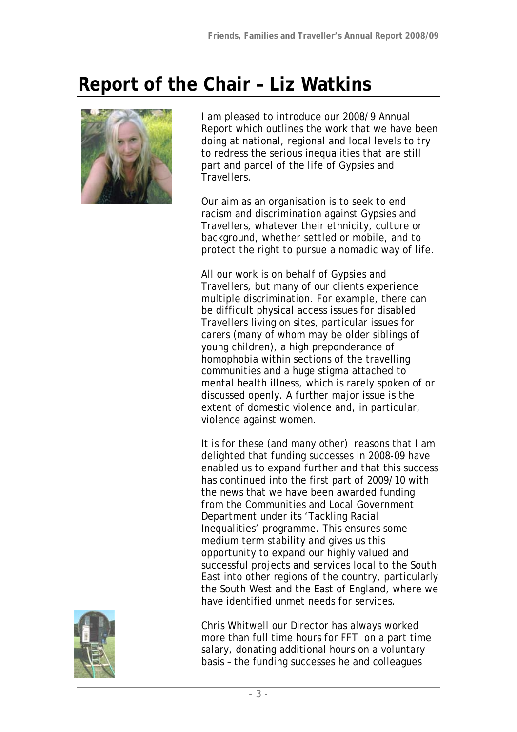# Report of the Chair – Liz Watkins

I am pleased to introduce our 2008/9 Annual Report which outlines the work that we have been doing at national, regional and local levels to try to redress the serious inequalities that are still part and parcel of the life of Gypsies and Travellers.

Our aim as an organisation is to seek to end racism and discrimination against Gypsies and Travellers, whatever their ethnicity, culture or background, whether settled or mobile, and to protect the right to pursue a nomadic way of life.

All our work is on behalf of Gypsies and Travellers, but many of our clients experience multiple discrimination. For example, there can be difficult physical access issues for disabled Travellers living on sites, particular issues for carers (many of whom may be older siblings of young children), a high preponderance of homophobia within sections of the travelling communities and a huge stigma attached to mental health illness, which is rarely spoken of or discussed openly. A further major issue is the extent of domestic violence and, in particular, violence against women.

It is for these (and many other) reasons that I am delighted that funding successes in 2008-09 have enabled us to expand further and that this success has continued into the first part of 2009/10 with the news that we have been awarded funding from the Communities and Local Government Department under its 'Tackling Racial Inequalities' programme. This ensures some medium term stability and gives us this opportunity to expand our highly valued and successful projects and services local to the South East into other regions of the country, particularly the South West and the East of England, where we have identified unmet needs for services.

Chris Whitwell our Director has always worked more than full time hours for FFT on a part time salary, donating additional hours on a voluntary basis – the funding successes he and colleagues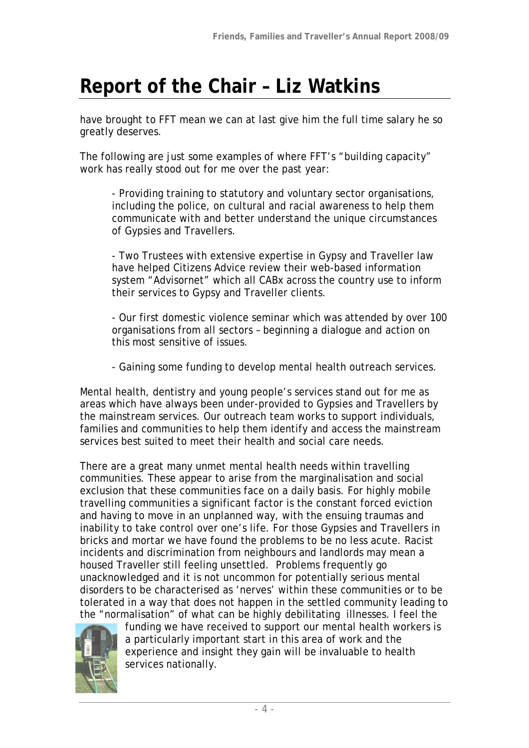# Report of the Chair – Liz Watkins

have brought to FFT mean we can at last give him the full time salary he so greatly deserves.

The following are just some examples of where FFT's "building capacity" work has really stood out for me over the past year:

- Providing training to statutory and voluntary sector organisations, including the police, on cultural and racial awareness to help them communicate with and better understand the unique circumstances of Gypsies and Travellers.
- Two Trustees with extensive expertise in Gypsy and Traveller law have helped Citizens Advice review their web-based information system "Advisornet" which all CABx across the country use to inform their services to Gypsy and Traveller clients.
- Our first domestic violence seminar which was attended by over 100 organisations from all sectors – beginning a dialogue and action on this most sensitive of issues.
- Gaining some funding to develop mental health outreach services.

Mental health, dentistry and young people's services stand out for me as areas which have always been under-provided to Gypsies and Travellers by the mainstream services. Our outreach team works to support individuals, families and communities to help them identify and access the mainstream services best suited to meet their health and social care needs.

There are a great many unmet mental health needs within travelling communities. These appear to arise from the marginalisation and social exclusion that these communities face on a daily basis. For highly mobile travelling communities a significant factor is the constant forced eviction and having to move in an unplanned way, with the ensuing traumas and inability to take control over one's life. For those Gypsies and Travellers in bricks and mortar we have found the problems to be no less acute. Racist incidents and discrimination from neighbours and landlords may mean a housed Traveller still feeling unsettled. Problems frequently go unacknowledged and it is not uncommon for potentially serious mental disorders to be characterised as 'nerves' within these communities or to be tolerated in a way that does not happen in the settled community leading to the "normalisation" of what can be highly debilitating illnesses. I feel the funding we have received to support our mental health workers is a particularly important start in this area of work and the experience and insight they gain will be invaluable to health services nationally.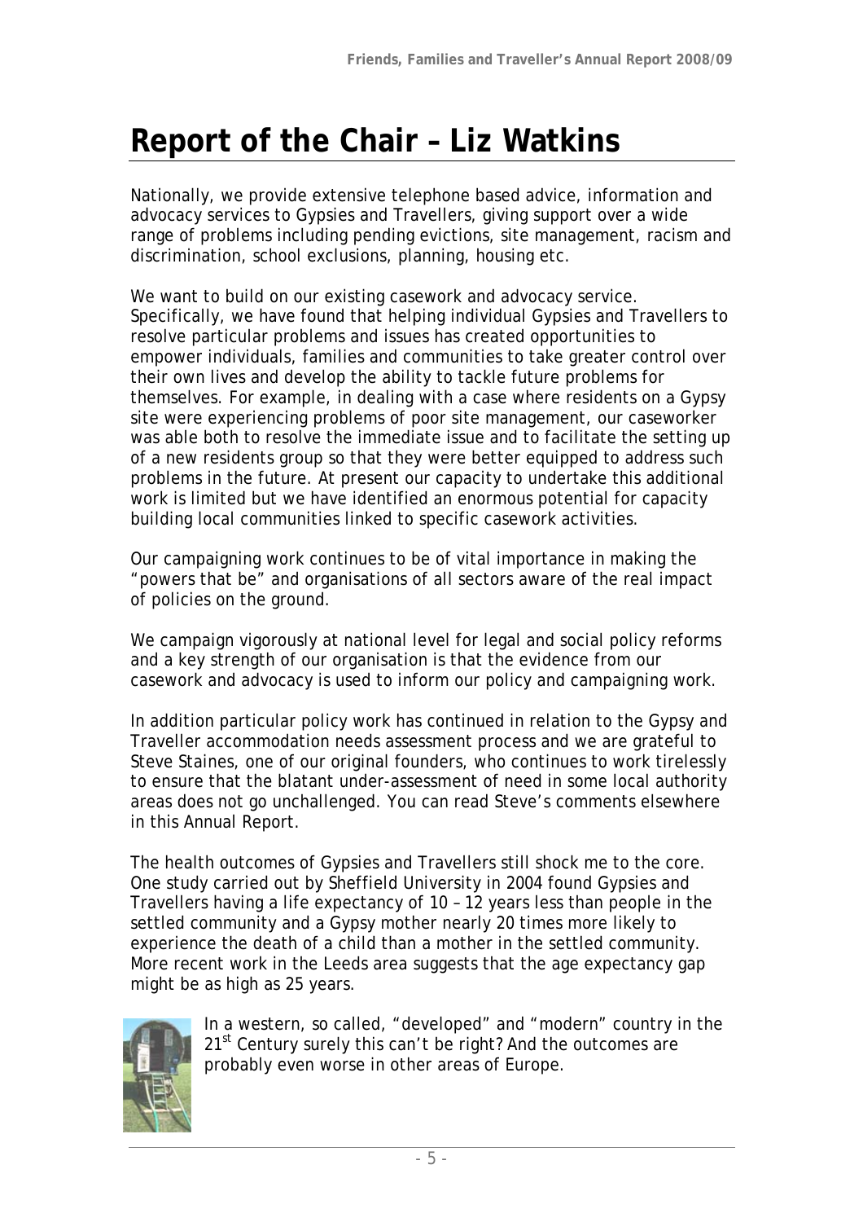# Report of the Chair – Liz Watkins

Nationally, we provide extensive telephone based advice, information and advocacy services to Gypsies and Travellers, giving support over a wide range of problems including pending evictions, site management, racism and discrimination, school exclusions, planning, housing etc.

We want to build on our existing casework and advocacy service. Specifically, we have found that helping individual Gypsies and Travellers to resolve particular problems and issues has created opportunities to empower individuals, families and communities to take greater control over their own lives and develop the ability to tackle future problems for themselves. For example, in dealing with a case where residents on a Gypsy site were experiencing problems of poor site management, our caseworker was able both to resolve the immediate issue and to facilitate the setting up of a new residents group so that they were better equipped to address such problems in the future. At present our capacity to undertake this additional work is limited but we have identified an enormous potential for capacity building local communities linked to specific casework activities.

Our campaigning work continues to be of vital importance in making the "powers that be" and organisations of all sectors aware of the real impact of policies on the ground.

We campaign vigorously at national level for legal and social policy reforms and a key strength of our organisation is that the evidence from our casework and advocacy is used to inform our policy and campaigning work.

In addition particular policy work has continued in relation to the Gypsy and Traveller accommodation needs assessment process and we are grateful to Steve Staines, one of our original founders, who continues to work tirelessly to ensure that the blatant under-assessment of need in some local authority areas does not go unchallenged. You can read Steve's comments elsewhere in this Annual Report.

The health outcomes of Gypsies and Travellers still shock me to the core. One study carried out by Sheffield University in 2004 found Gypsies and Travellers having a life expectancy of 10 – 12 years less than people in the settled community and a Gypsy mother nearly 20 times more likely to experience the death of a child than a mother in the settled community. More recent work in the Leeds area suggests that the age expectancy gap might be as high as 25 years.

In a western, so called, "developed" and "modern" country in the 21st Century surely this can't be right? And the outcomes are probably even worse in other areas of Europe.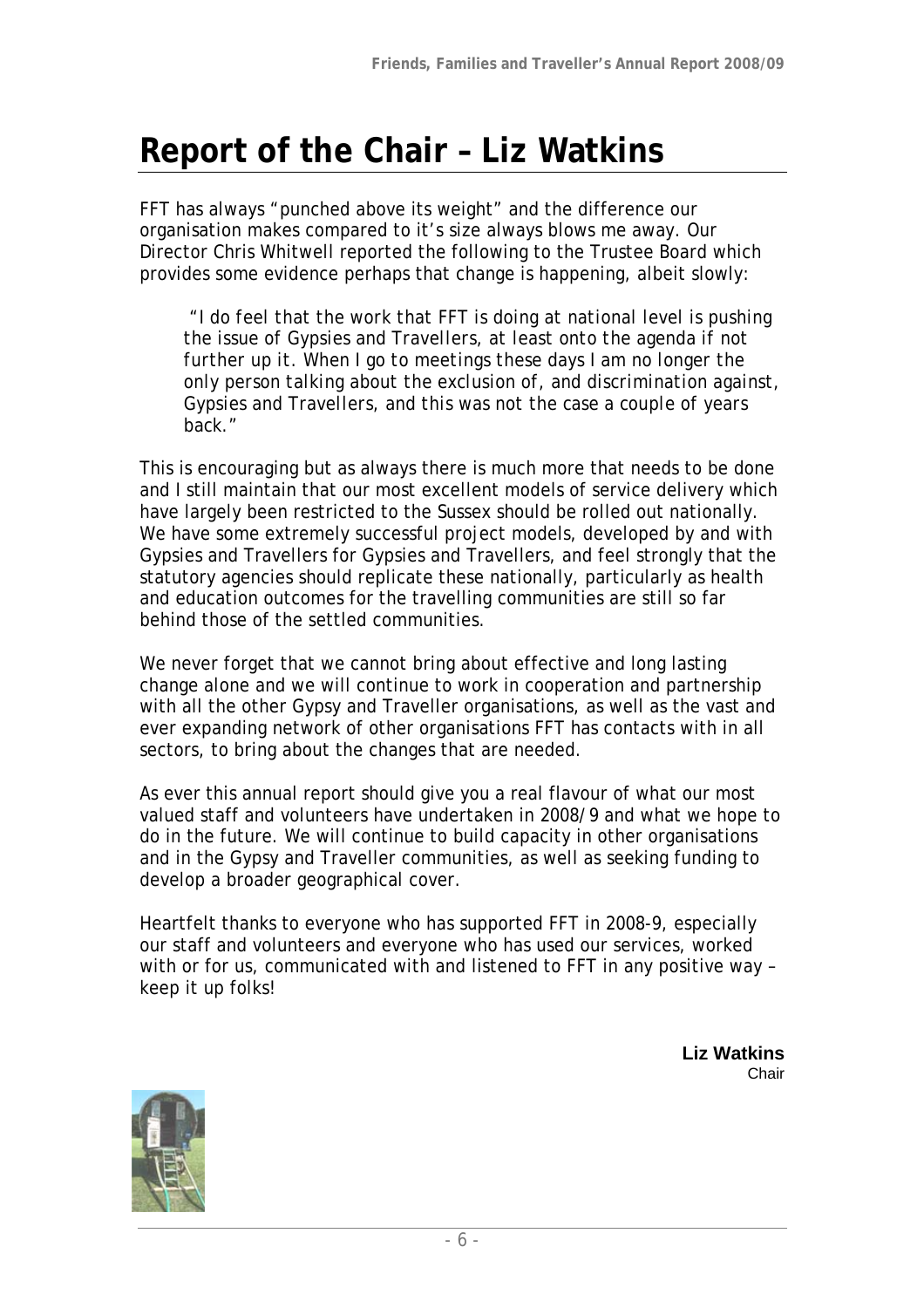# Report of the Chair – Liz Watkins

FFT has always "punched above its weight" and the difference our organisation makes compared to it's size always blows me away. Our Director Chris Whitwell reported the following to the Trustee Board which provides some evidence perhaps that change is happening, albeit slowly:

> *"I do feel that the work that FFT is doing at national level is pushing the issue of Gypsies and Travellers, at least onto the agenda if not further up it. When I go to meetings these days I am no longer the only person talking about the exclusion of, and discrimination against, Gypsies and Travellers, and this was not the case a couple of years back."*

This is encouraging but as always there is much more that needs to be done and I still maintain that our most excellent models of service delivery which have largely been restricted to the Sussex should be rolled out nationally. We have some extremely successful project models, developed by and with Gypsies and Travellers for Gypsies and Travellers, and feel strongly that the statutory agencies should replicate these nationally, particularly as health and education outcomes for the travelling communities are still so far behind those of the settled communities.

We never forget that we cannot bring about effective and long lasting change alone and we will continue to work in cooperation and partnership with all the other Gypsy and Traveller organisations, as well as the vast and ever expanding network of other organisations FFT has contacts with in all sectors, to bring about the changes that are needed.

As ever this annual report should give you a real flavour of what our most valued staff and volunteers have undertaken in 2008/9 and what we hope to do in the future. We will continue to build capacity in other organisations and in the Gypsy and Traveller communities, as well as seeking funding to develop a broader geographical cover.

Heartfelt thanks to everyone who has supported FFT in 2008-9, especially our staff and volunteers and everyone who has used our services, worked with or for us, communicated with and listened to FFT in any positive way – keep it up folks!

**Liz Watkins**
Chair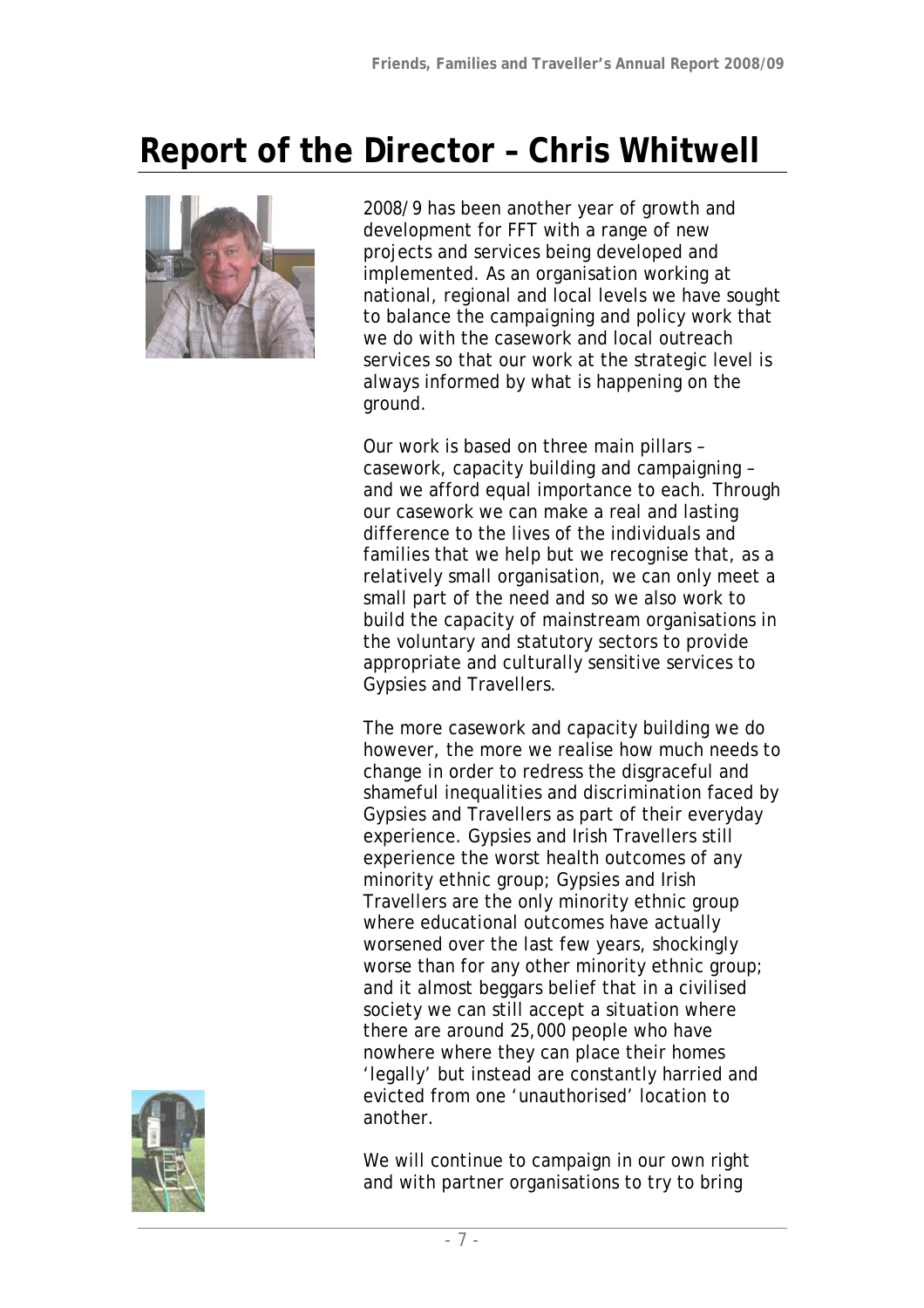# Report of the Director – Chris Whitwell

2008/9 has been another year of growth and development for FFT with a range of new projects and services being developed and implemented. As an organisation working at national, regional and local levels we have sought to balance the campaigning and policy work that we do with the casework and local outreach services so that our work at the strategic level is always informed by what is happening on the ground.

Our work is based on three main pillars – casework, capacity building and campaigning – and we afford equal importance to each. Through our casework we can make a real and lasting difference to the lives of the individuals and families that we help but we recognise that, as a relatively small organisation, we can only meet a small part of the need and so we also work to build the capacity of mainstream organisations in the voluntary and statutory sectors to provide appropriate and culturally sensitive services to Gypsies and Travellers.

The more casework and capacity building we do however, the more we realise how much needs to change in order to redress the disgraceful and shameful inequalities and discrimination faced by Gypsies and Travellers as part of their everyday experience. Gypsies and Irish Travellers still experience the worst health outcomes of any minority ethnic group; Gypsies and Irish Travellers are the only minority ethnic group where educational outcomes have actually worsened over the last few years, shockingly worse than for any other minority ethnic group; and it almost beggars belief that in a civilised society we can still accept a situation where there are around 25,000 people who have nowhere where they can place their homes 'legally' but instead are constantly harried and evicted from one 'unauthorised' location to another.

We will continue to campaign in our own right and with partner organisations to try to bring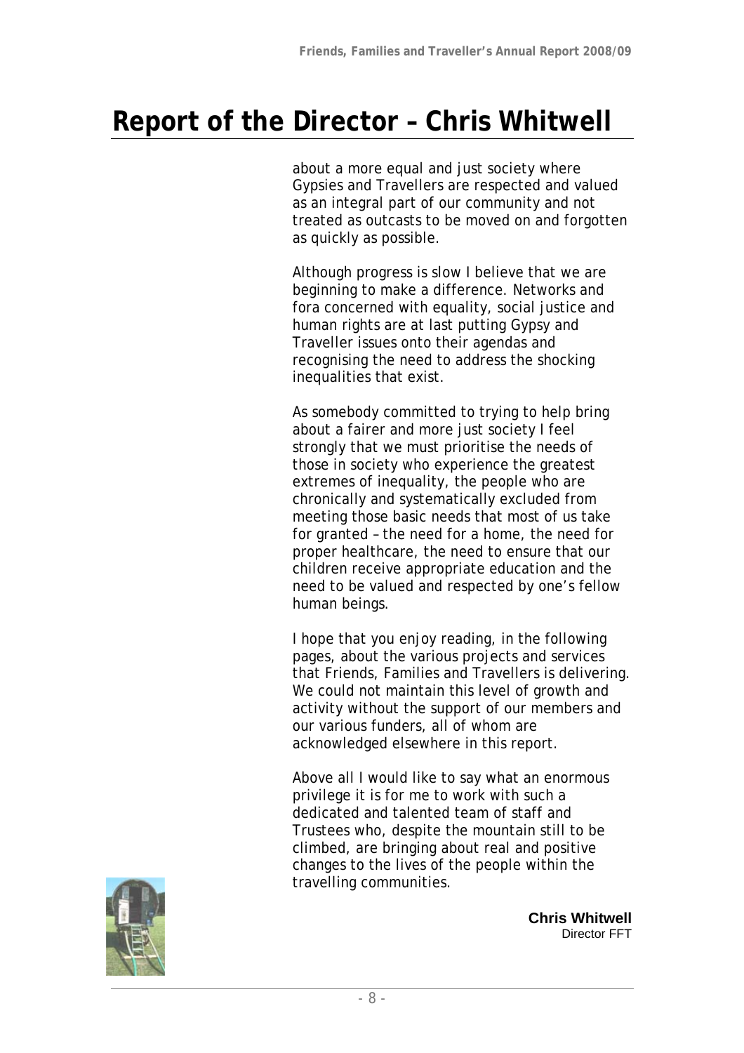# Report of the Director – Chris Whitwell

about a more equal and just society where Gypsies and Travellers are respected and valued as an integral part of our community and not treated as outcasts to be moved on and forgotten as quickly as possible.

Although progress is slow I believe that we are beginning to make a difference. Networks and fora concerned with equality, social justice and human rights are at last putting Gypsy and Traveller issues onto their agendas and recognising the need to address the shocking inequalities that exist.

As somebody committed to trying to help bring about a fairer and more just society I feel strongly that we must prioritise the needs of those in society who experience the greatest extremes of inequality, the people who are chronically and systematically excluded from meeting those basic needs that most of us take for granted – the need for a home, the need for proper healthcare, the need to ensure that our children receive appropriate education and the need to be valued and respected by one's fellow human beings.

I hope that you enjoy reading, in the following pages, about the various projects and services that Friends, Families and Travellers is delivering. We could not maintain this level of growth and activity without the support of our members and our various funders, all of whom are acknowledged elsewhere in this report.

Above all I would like to say what an enormous privilege it is for me to work with such a dedicated and talented team of staff and Trustees who, despite the mountain still to be climbed, are bringing about real and positive changes to the lives of the people within the travelling communities.

**Chris Whitwell**
Director FFT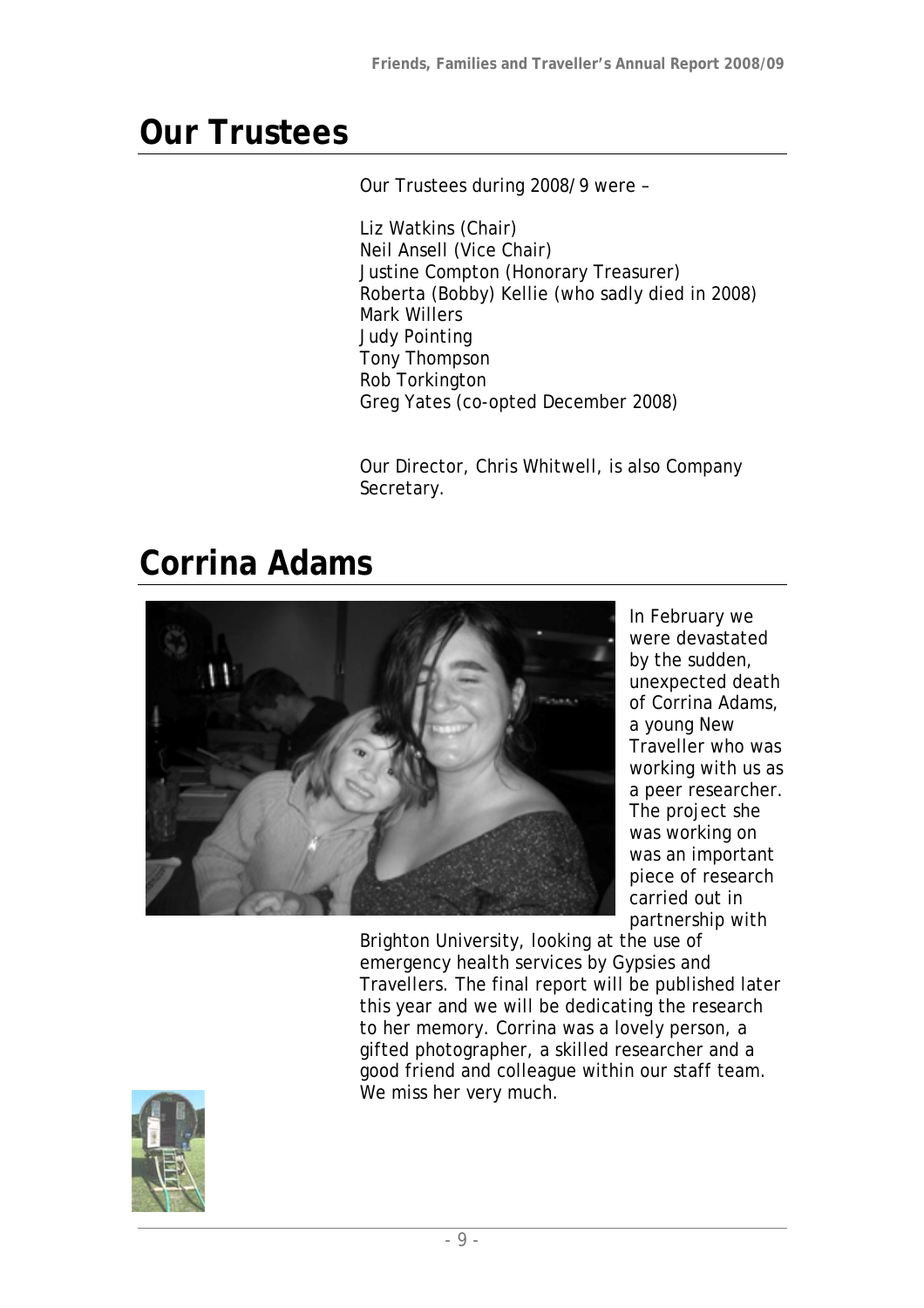# Our Trustees

Our Trustees during 2008/9 were –

Liz Watkins (Chair)
Neil Ansell (Vice Chair)
Justine Compton (Honorary Treasurer)
Roberta (Bobby) Kellie (who sadly died in 2008)
Mark Willers
Judy Pointing
Tony Thompson
Rob Torkington
Greg Yates (co-opted December 2008)

Our Director, Chris Whitwell, is also Company Secretary.

# Corrina Adams

In February we were devastated by the sudden, unexpected death of Corrina Adams, a young New Traveller who was working with us as a peer researcher. The project she was working on was an important piece of research carried out in partnership with Brighton University, looking at the use of emergency health services by Gypsies and Travellers. The final report will be published later this year and we will be dedicating the research to her memory. Corrina was a lovely person, a gifted photographer, a skilled researcher and a good friend and colleague within our staff team. We miss her very much.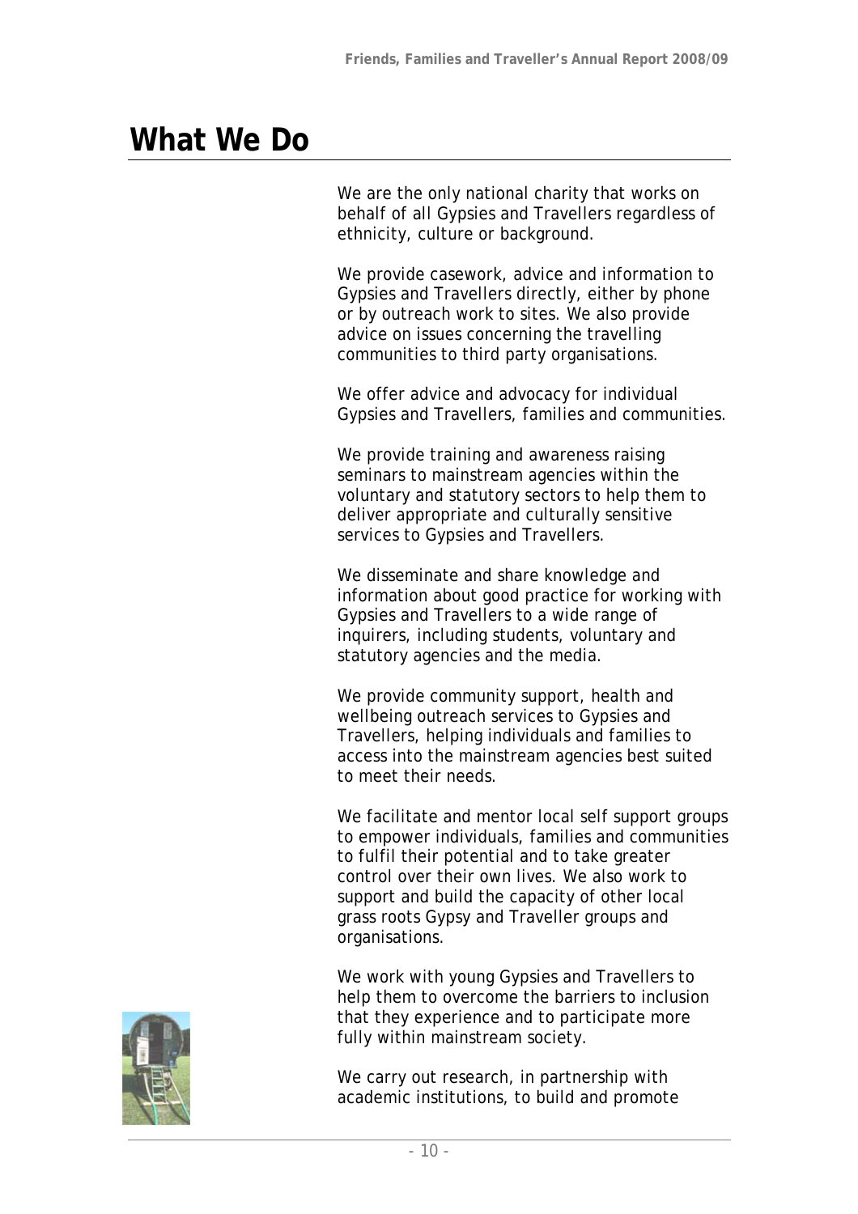# What We Do

We are the only national charity that works on behalf of all Gypsies and Travellers regardless of ethnicity, culture or background.

We provide casework, advice and information to Gypsies and Travellers directly, either by phone or by outreach work to sites. We also provide advice on issues concerning the travelling communities to third party organisations.

We offer advice and advocacy for individual Gypsies and Travellers, families and communities.

We provide training and awareness raising seminars to mainstream agencies within the voluntary and statutory sectors to help them to deliver appropriate and culturally sensitive services to Gypsies and Travellers.

We disseminate and share knowledge and information about good practice for working with Gypsies and Travellers to a wide range of inquirers, including students, voluntary and statutory agencies and the media.

We provide community support, health and wellbeing outreach services to Gypsies and Travellers, helping individuals and families to access into the mainstream agencies best suited to meet their needs.

We facilitate and mentor local self support groups to empower individuals, families and communities to fulfil their potential and to take greater control over their own lives. We also work to support and build the capacity of other local grass roots Gypsy and Traveller groups and organisations.

We work with young Gypsies and Travellers to help them to overcome the barriers to inclusion that they experience and to participate more fully within mainstream society.

We carry out research, in partnership with academic institutions, to build and promote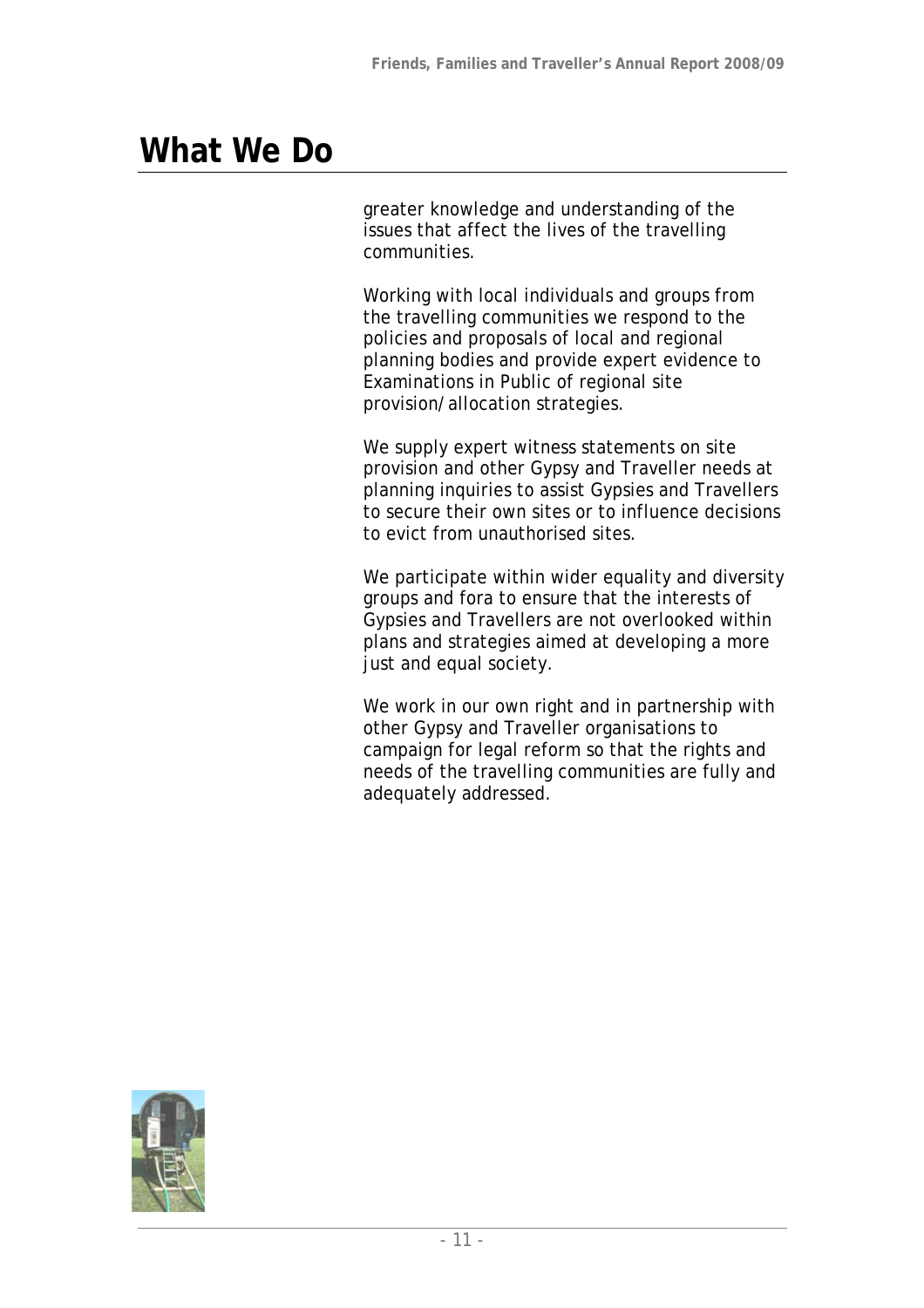# What We Do

greater knowledge and understanding of the issues that affect the lives of the travelling communities.

Working with local individuals and groups from the travelling communities we respond to the policies and proposals of local and regional planning bodies and provide expert evidence to Examinations in Public of regional site provision/allocation strategies.

We supply expert witness statements on site provision and other Gypsy and Traveller needs at planning inquiries to assist Gypsies and Travellers to secure their own sites or to influence decisions to evict from unauthorised sites.

We participate within wider equality and diversity groups and fora to ensure that the interests of Gypsies and Travellers are not overlooked within plans and strategies aimed at developing a more just and equal society.

We work in our own right and in partnership with other Gypsy and Traveller organisations to campaign for legal reform so that the rights and needs of the travelling communities are fully and adequately addressed.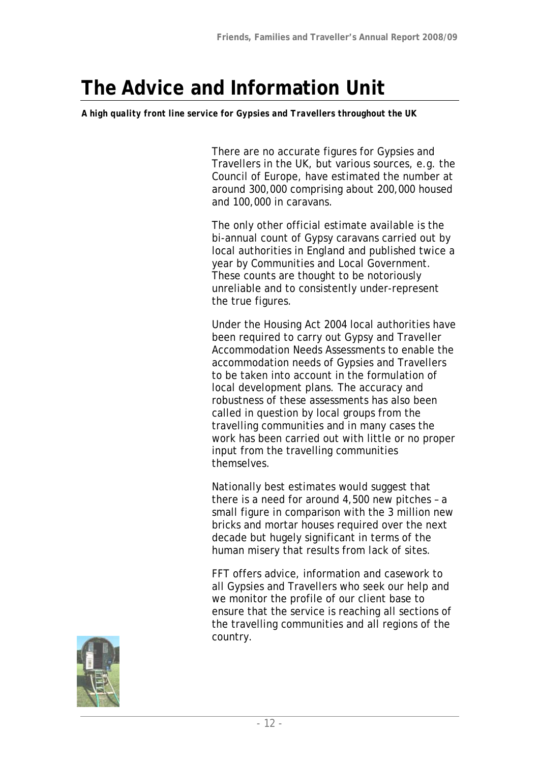# The Advice and Information Unit

***A high quality front line service for Gypsies and Travellers throughout the UK***

There are no accurate figures for Gypsies and Travellers in the UK, but various sources, e.g. the Council of Europe, have estimated the number at around 300,000 comprising about 200,000 housed and 100,000 in caravans.

The only other official estimate available is the bi-annual count of Gypsy caravans carried out by local authorities in England and published twice a year by Communities and Local Government. These counts are thought to be notoriously unreliable and to consistently under-represent the true figures.

Under the Housing Act 2004 local authorities have been required to carry out Gypsy and Traveller Accommodation Needs Assessments to enable the accommodation needs of Gypsies and Travellers to be taken into account in the formulation of local development plans. The accuracy and robustness of these assessments has also been called in question by local groups from the travelling communities and in many cases the work has been carried out with little or no proper input from the travelling communities themselves.

Nationally best estimates would suggest that there is a need for around 4,500 new pitches – a small figure in comparison with the 3 million new bricks and mortar houses required over the next decade but hugely significant in terms of the human misery that results from lack of sites.

FFT offers advice, information and casework to all Gypsies and Travellers who seek our help and we monitor the profile of our client base to ensure that the service is reaching all sections of the travelling communities and all regions of the country.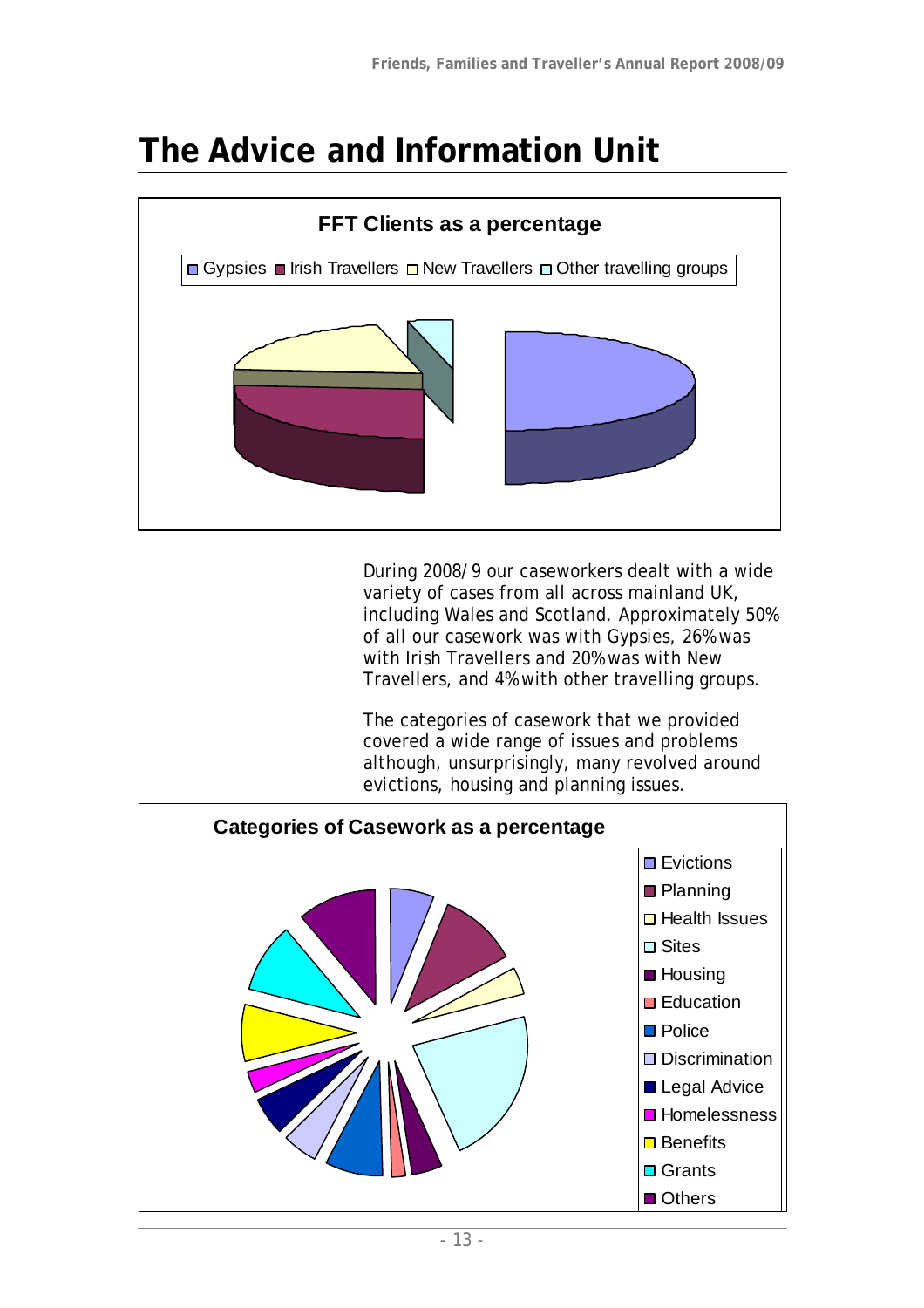# The Advice and Information Unit

**FFT Clients as a percentage**

Gypsies | Irish Travellers | New Travellers | Other travelling groups

During 2008/9 our caseworkers dealt with a wide variety of cases from all across mainland UK, including Wales and Scotland. Approximately 50% of all our casework was with Gypsies, 26% was with Irish Travellers and 20% was with New Travellers, and 4% with other travelling groups.

The categories of casework that we provided covered a wide range of issues and problems although, unsurprisingly, many revolved around evictions, housing and planning issues.

**Categories of Casework as a percentage**

- Evictions
- Planning
- Health Issues
- Sites
- Housing
- Education
- Police
- Discrimination
- Legal Advice
- Homelessness
- Benefits
- Grants
- Others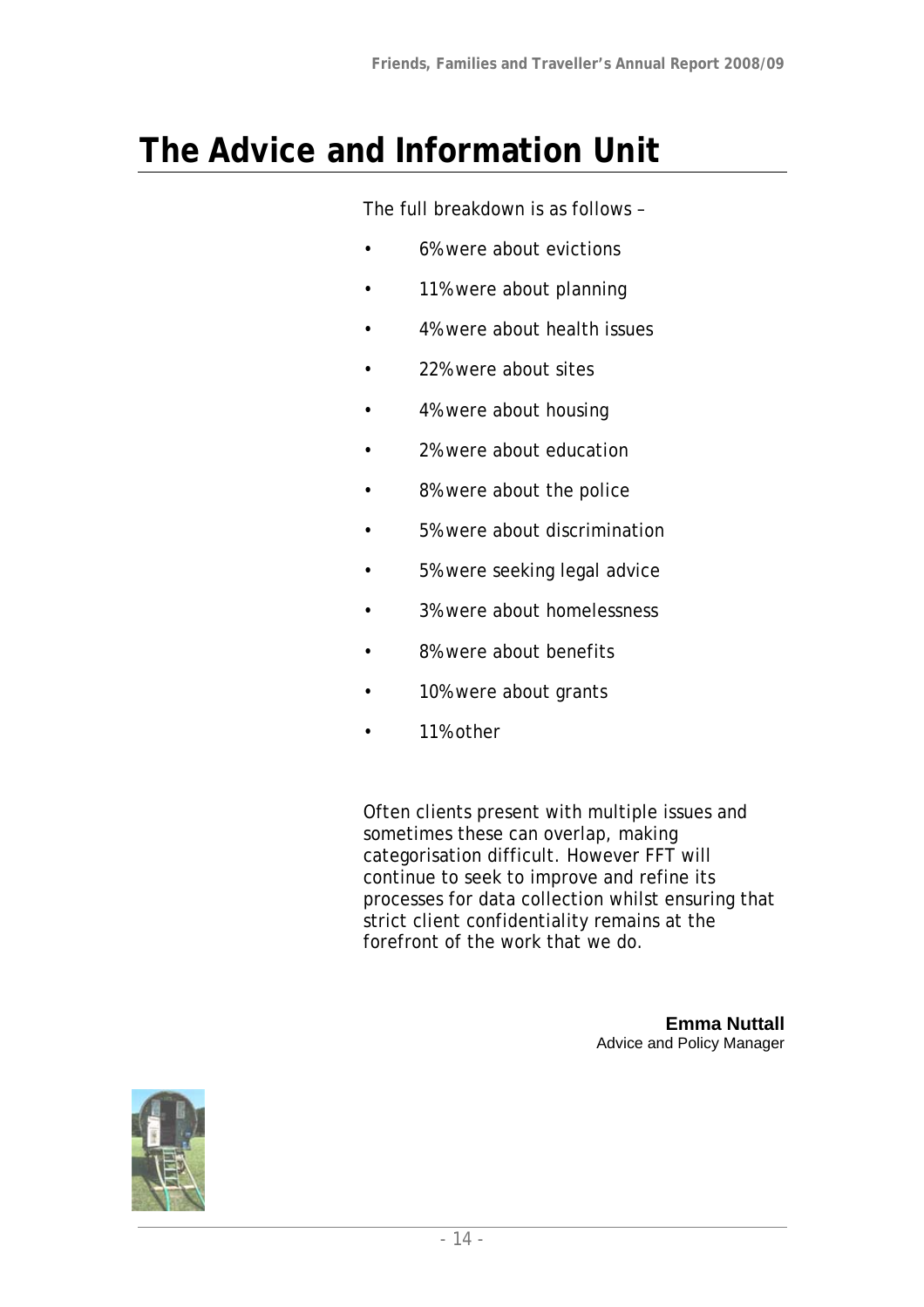# The Advice and Information Unit

The full breakdown is as follows –

- 6% were about evictions
- 11% were about planning
- 4% were about health issues
- 22% were about sites
- 4% were about housing
- 2% were about education
- 8% were about the police
- 5% were about discrimination
- 5% were seeking legal advice
- 3% were about homelessness
- 8% were about benefits
- 10% were about grants
- 11% other

Often clients present with multiple issues and sometimes these can overlap, making categorisation difficult. However FFT will continue to seek to improve and refine its processes for data collection whilst ensuring that strict client confidentiality remains at the forefront of the work that we do.

**Emma Nuttall**
Advice and Policy Manager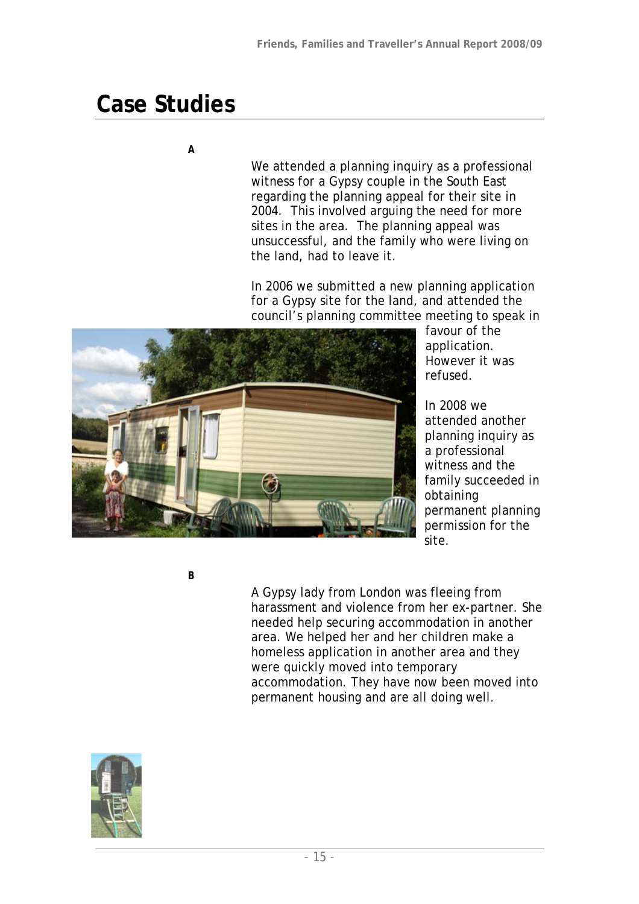# Case Studies

**A**

We attended a planning inquiry as a professional witness for a Gypsy couple in the South East regarding the planning appeal for their site in 2004. This involved arguing the need for more sites in the area. The planning appeal was unsuccessful, and the family who were living on the land, had to leave it.

In 2006 we submitted a new planning application for a Gypsy site for the land, and attended the council's planning committee meeting to speak in favour of the application. However it was refused.

In 2008 we attended another planning inquiry as a professional witness and the family succeeded in obtaining permanent planning permission for the site.

**B**

A Gypsy lady from London was fleeing from harassment and violence from her ex-partner. She needed help securing accommodation in another area. We helped her and her children make a homeless application in another area and they were quickly moved into temporary accommodation. They have now been moved into permanent housing and are all doing well.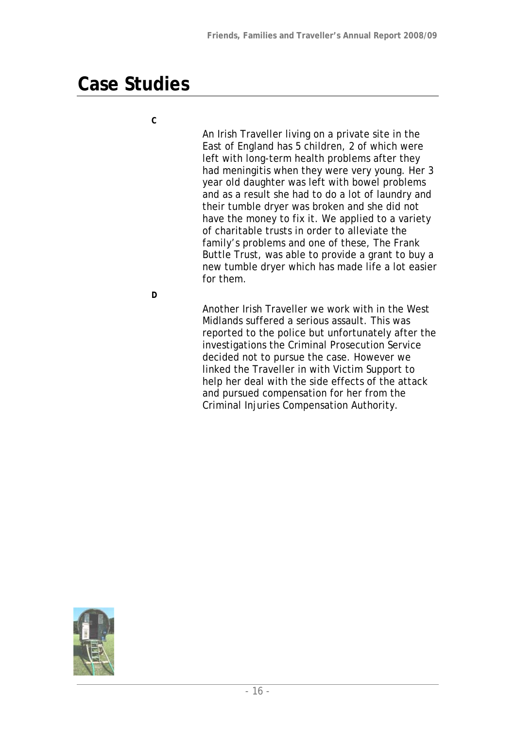# Case Studies

**C**

An Irish Traveller living on a private site in the East of England has 5 children, 2 of which were left with long-term health problems after they had meningitis when they were very young. Her 3 year old daughter was left with bowel problems and as a result she had to do a lot of laundry and their tumble dryer was broken and she did not have the money to fix it. We applied to a variety of charitable trusts in order to alleviate the family's problems and one of these, The Frank Buttle Trust, was able to provide a grant to buy a new tumble dryer which has made life a lot easier for them.

**D**

Another Irish Traveller we work with in the West Midlands suffered a serious assault. This was reported to the police but unfortunately after the investigations the Criminal Prosecution Service decided not to pursue the case. However we linked the Traveller in with Victim Support to help her deal with the side effects of the attack and pursued compensation for her from the Criminal Injuries Compensation Authority.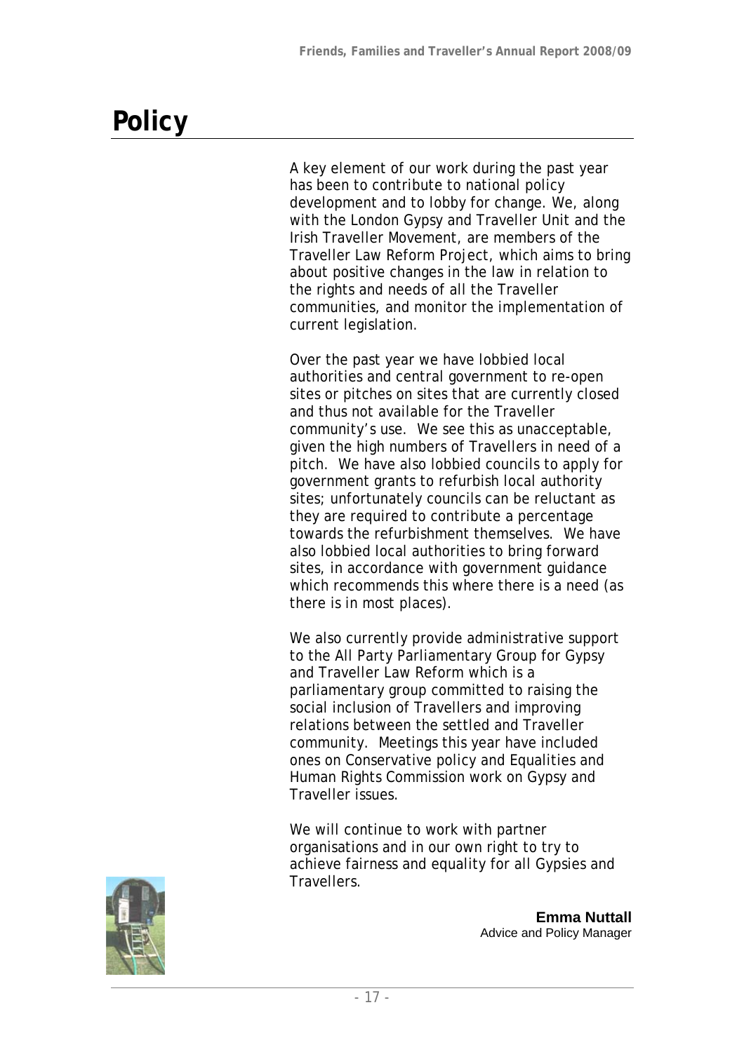# Policy

A key element of our work during the past year has been to contribute to national policy development and to lobby for change. We, along with the London Gypsy and Traveller Unit and the Irish Traveller Movement, are members of the Traveller Law Reform Project, which aims to bring about positive changes in the law in relation to the rights and needs of all the Traveller communities, and monitor the implementation of current legislation.

Over the past year we have lobbied local authorities and central government to re-open sites or pitches on sites that are currently closed and thus not available for the Traveller community's use. We see this as unacceptable, given the high numbers of Travellers in need of a pitch. We have also lobbied councils to apply for government grants to refurbish local authority sites; unfortunately councils can be reluctant as they are required to contribute a percentage towards the refurbishment themselves. We have also lobbied local authorities to bring forward sites, in accordance with government guidance which recommends this where there is a need (as there is in most places).

We also currently provide administrative support to the All Party Parliamentary Group for Gypsy and Traveller Law Reform which is a parliamentary group committed to raising the social inclusion of Travellers and improving relations between the settled and Traveller community. Meetings this year have included ones on Conservative policy and Equalities and Human Rights Commission work on Gypsy and Traveller issues.

We will continue to work with partner organisations and in our own right to try to achieve fairness and equality for all Gypsies and Travellers.

**Emma Nuttall**
Advice and Policy Manager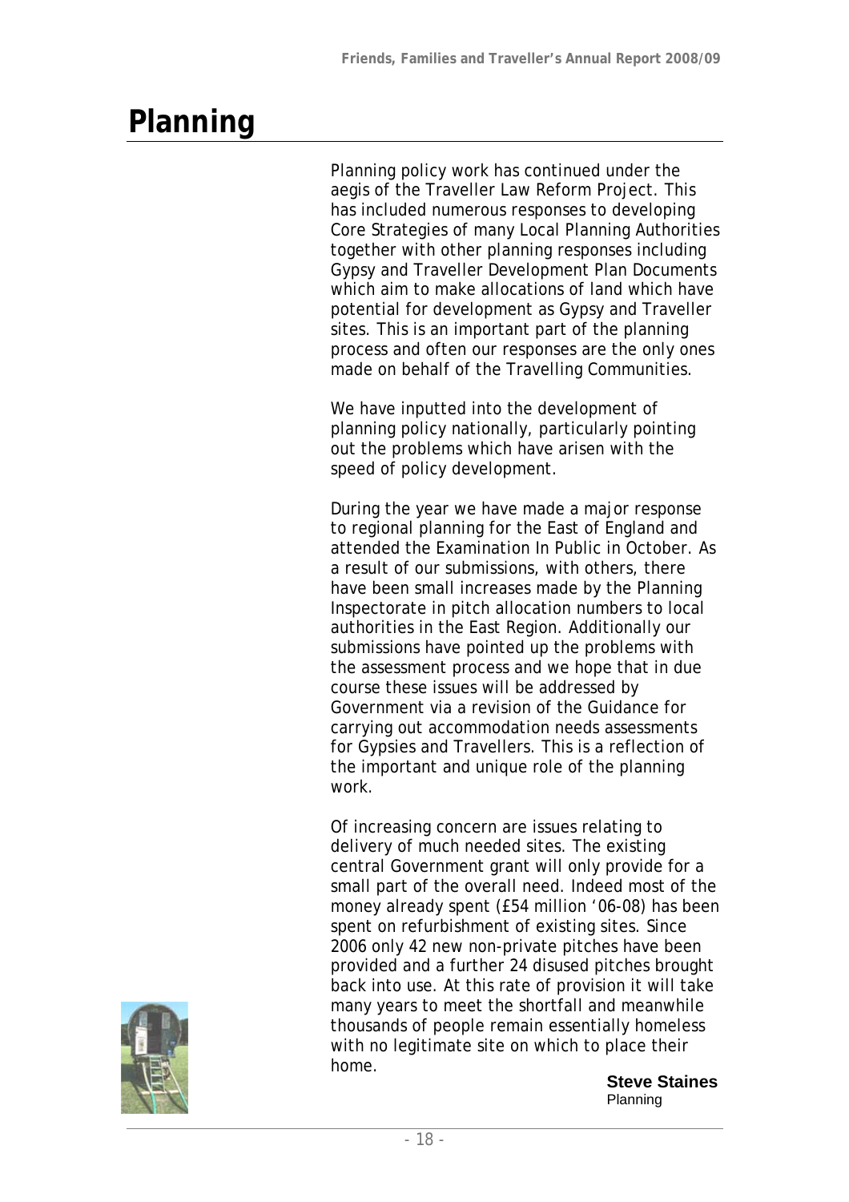# Planning

Planning policy work has continued under the aegis of the Traveller Law Reform Project. This has included numerous responses to developing Core Strategies of many Local Planning Authorities together with other planning responses including Gypsy and Traveller Development Plan Documents which aim to make allocations of land which have potential for development as Gypsy and Traveller sites. This is an important part of the planning process and often our responses are the only ones made on behalf of the Travelling Communities.

We have inputted into the development of planning policy nationally, particularly pointing out the problems which have arisen with the speed of policy development.

During the year we have made a major response to regional planning for the East of England and attended the Examination In Public in October. As a result of our submissions, with others, there have been small increases made by the Planning Inspectorate in pitch allocation numbers to local authorities in the East Region. Additionally our submissions have pointed up the problems with the assessment process and we hope that in due course these issues will be addressed by Government via a revision of the Guidance for carrying out accommodation needs assessments for Gypsies and Travellers. This is a reflection of the important and unique role of the planning work.

Of increasing concern are issues relating to delivery of much needed sites. The existing central Government grant will only provide for a small part of the overall need. Indeed most of the money already spent (£54 million '06-08) has been spent on refurbishment of existing sites. Since 2006 only 42 new non-private pitches have been provided and a further 24 disused pitches brought back into use. At this rate of provision it will take many years to meet the shortfall and meanwhile thousands of people remain essentially homeless with no legitimate site on which to place their home.

**Steve Staines**
Planning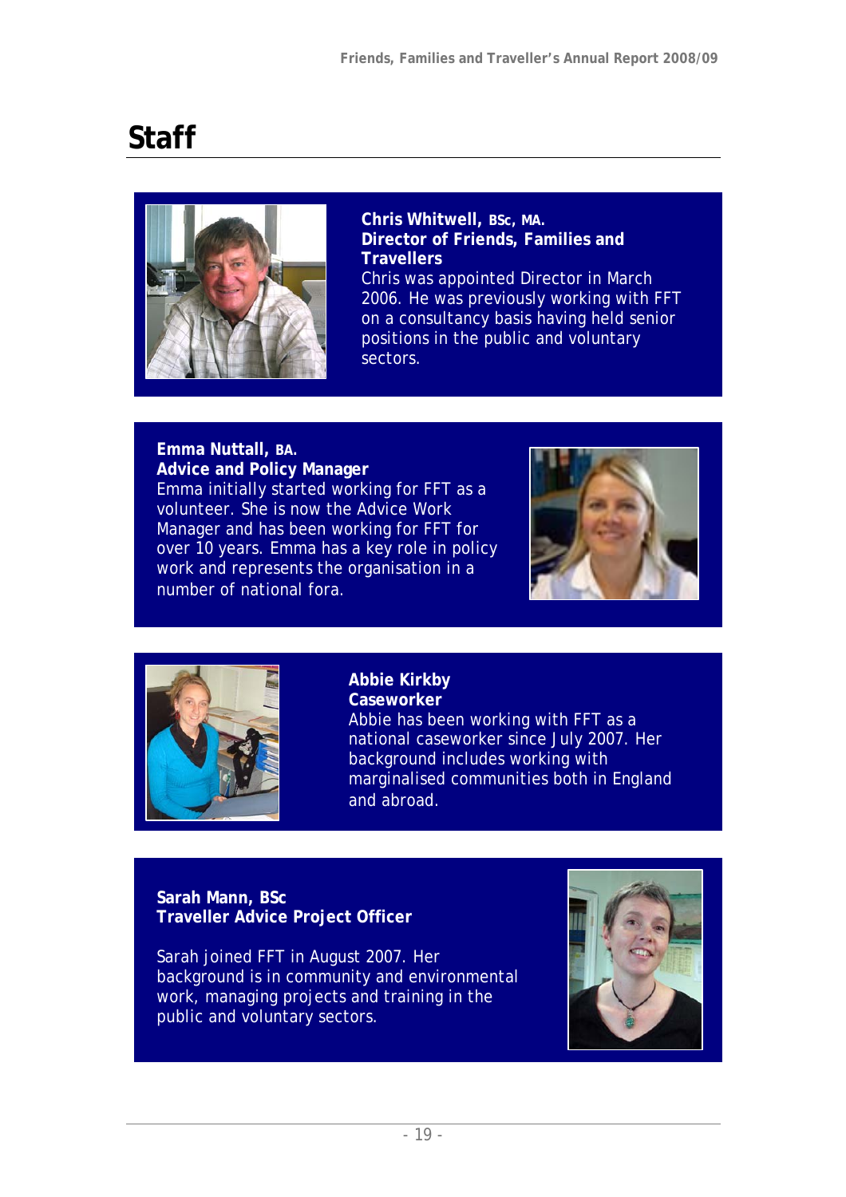# Staff

**Chris Whitwell, BSc, MA.**
**Director of Friends, Families and Travellers**
Chris was appointed Director in March 2006. He was previously working with FFT on a consultancy basis having held senior positions in the public and voluntary sectors.

**Emma Nuttall, BA.**
**Advice and Policy Manager**
Emma initially started working for FFT as a volunteer. She is now the Advice Work Manager and has been working for FFT for over 10 years. Emma has a key role in policy work and represents the organisation in a number of national fora.

**Abbie Kirkby**
**Caseworker**
Abbie has been working with FFT as a national caseworker since July 2007. Her background includes working with marginalised communities both in England and abroad.

**Sarah Mann, BSc**
**Traveller Advice Project Officer**

Sarah joined FFT in August 2007. Her background is in community and environmental work, managing projects and training in the public and voluntary sectors.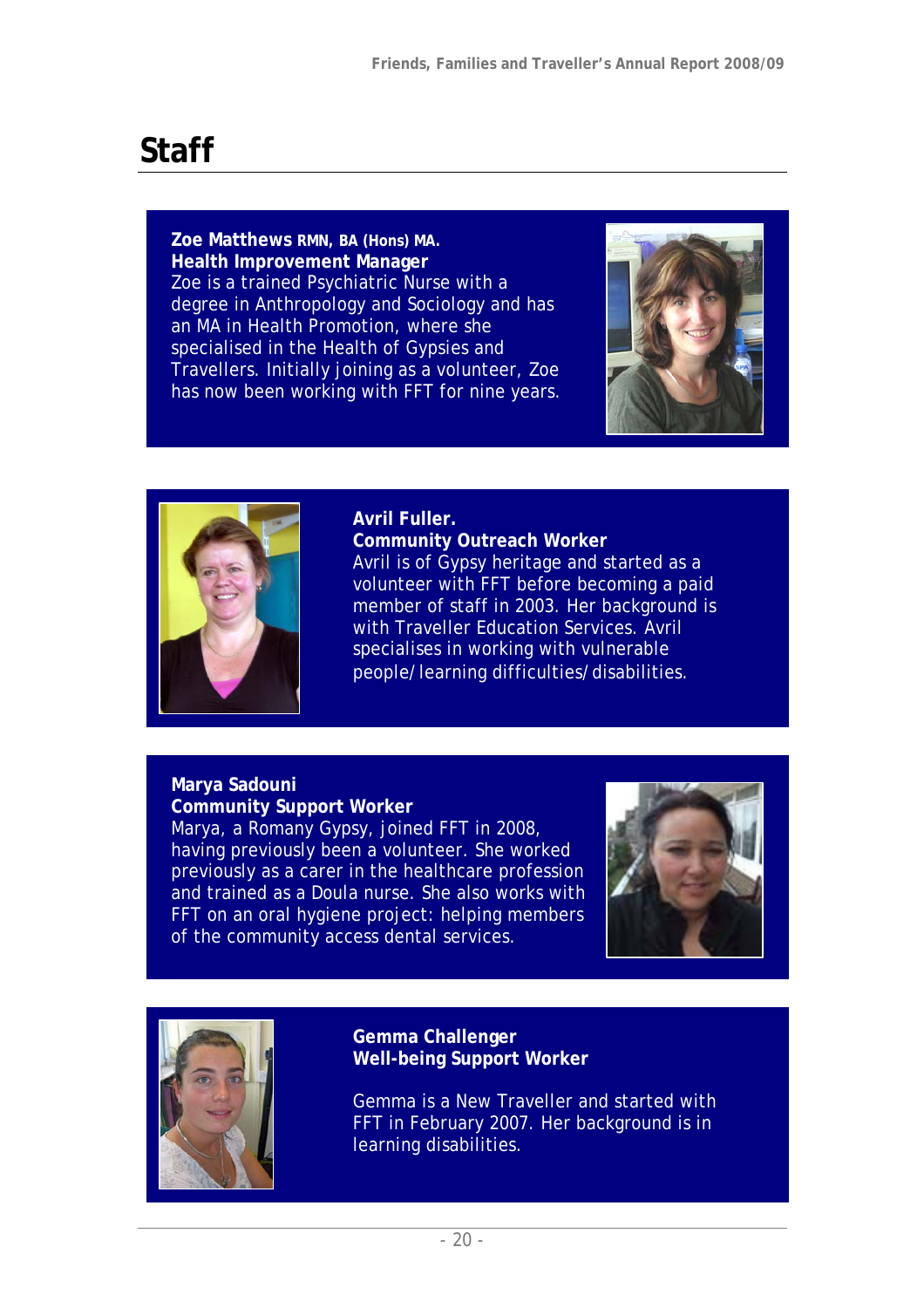# Staff

**Zoe Matthews RMN, BA (Hons) MA.**
**Health Improvement Manager**
Zoe is a trained Psychiatric Nurse with a degree in Anthropology and Sociology and has an MA in Health Promotion, where she specialised in the Health of Gypsies and Travellers. Initially joining as a volunteer, Zoe has now been working with FFT for nine years.

**Avril Fuller.**
**Community Outreach Worker**
Avril is of Gypsy heritage and started as a volunteer with FFT before becoming a paid member of staff in 2003. Her background is with Traveller Education Services. Avril specialises in working with vulnerable people/learning difficulties/disabilities.

**Marya Sadouni**
**Community Support Worker**
Marya, a Romany Gypsy, joined FFT in 2008, having previously been a volunteer. She worked previously as a carer in the healthcare profession and trained as a Doula nurse. She also works with FFT on an oral hygiene project: helping members of the community access dental services.

**Gemma Challenger**
**Well-being Support Worker**

Gemma is a New Traveller and started with FFT in February 2007. Her background is in learning disabilities.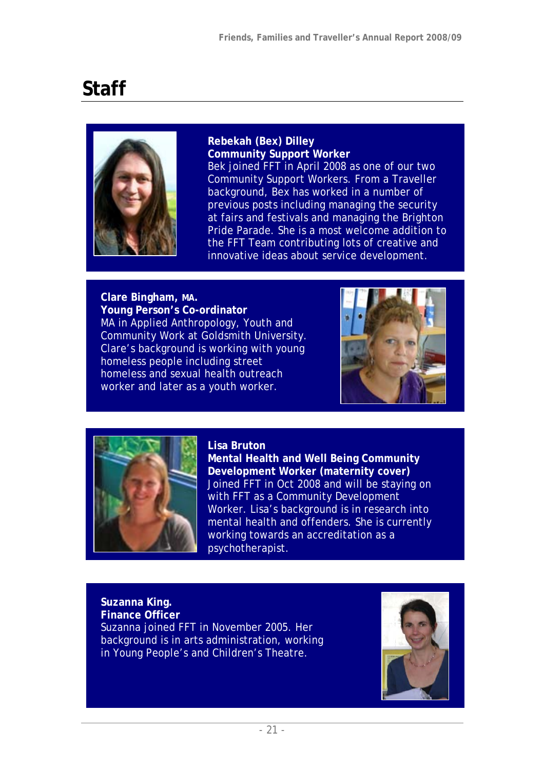# Staff

**Rebekah (Bex) Dilley**
**Community Support Worker**
Bek joined FFT in April 2008 as one of our two Community Support Workers. From a Traveller background, Bex has worked in a number of previous posts including managing the security at fairs and festivals and managing the Brighton Pride Parade. She is a most welcome addition to the FFT Team contributing lots of creative and innovative ideas about service development.

**Clare Bingham, MA.**
**Young Person's Co-ordinator**
MA in Applied Anthropology, Youth and Community Work at Goldsmith University. Clare's background is working with young homeless people including street homeless and sexual health outreach worker and later as a youth worker.

**Lisa Bruton**
**Mental Health and Well Being Community Development Worker (maternity cover)**
Joined FFT in Oct 2008 and will be staying on with FFT as a Community Development Worker. Lisa's background is in research into mental health and offenders. She is currently working towards an accreditation as a psychotherapist.

**Suzanna King.**
**Finance Officer**
Suzanna joined FFT in November 2005. Her background is in arts administration, working in Young People's and Children's Theatre.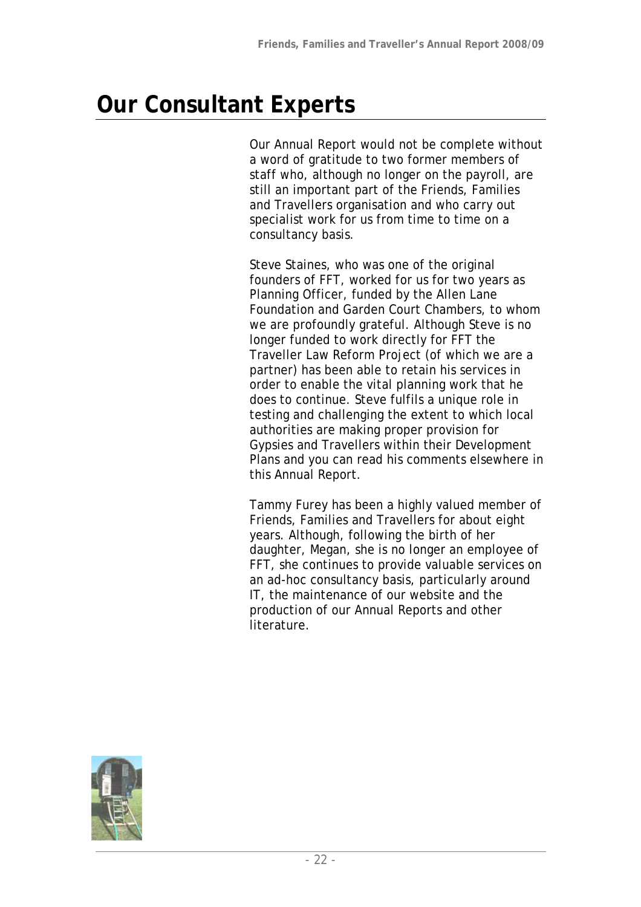# Our Consultant Experts

Our Annual Report would not be complete without a word of gratitude to two former members of staff who, although no longer on the payroll, are still an important part of the Friends, Families and Travellers organisation and who carry out specialist work for us from time to time on a consultancy basis.

Steve Staines, who was one of the original founders of FFT, worked for us for two years as Planning Officer, funded by the Allen Lane Foundation and Garden Court Chambers, to whom we are profoundly grateful. Although Steve is no longer funded to work directly for FFT the Traveller Law Reform Project (of which we are a partner) has been able to retain his services in order to enable the vital planning work that he does to continue. Steve fulfils a unique role in testing and challenging the extent to which local authorities are making proper provision for Gypsies and Travellers within their Development Plans and you can read his comments elsewhere in this Annual Report.

Tammy Furey has been a highly valued member of Friends, Families and Travellers for about eight years. Although, following the birth of her daughter, Megan, she is no longer an employee of FFT, she continues to provide valuable services on an ad-hoc consultancy basis, particularly around IT, the maintenance of our website and the production of our Annual Reports and other literature.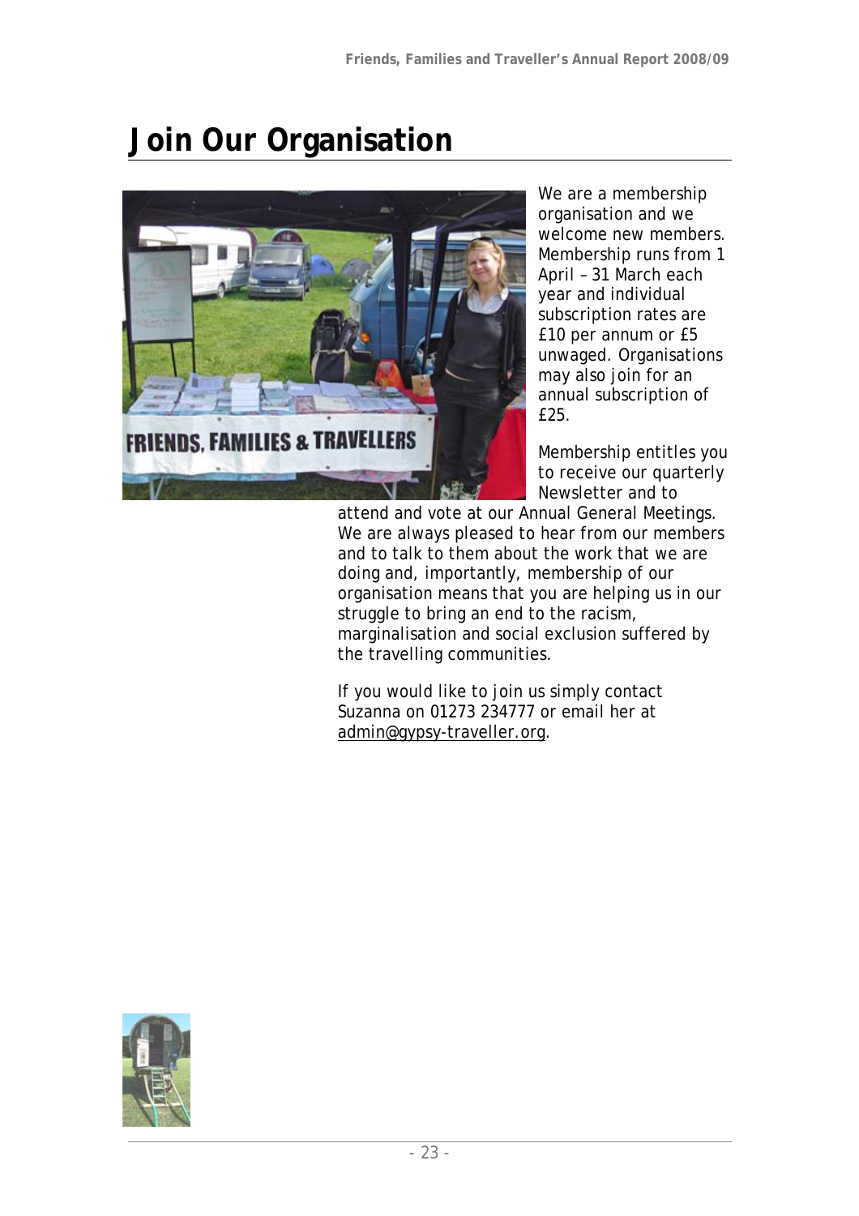# Join Our Organisation

We are a membership organisation and we welcome new members. Membership runs from 1 April – 31 March each year and individual subscription rates are £10 per annum or £5 unwaged. Organisations may also join for an annual subscription of £25.

Membership entitles you to receive our quarterly Newsletter and to attend and vote at our Annual General Meetings. We are always pleased to hear from our members and to talk to them about the work that we are doing and, importantly, membership of our organisation means that you are helping us in our struggle to bring an end to the racism, marginalisation and social exclusion suffered by the travelling communities.

If you would like to join us simply contact Suzanna on 01273 234777 or email her at admin@gypsy-traveller.org.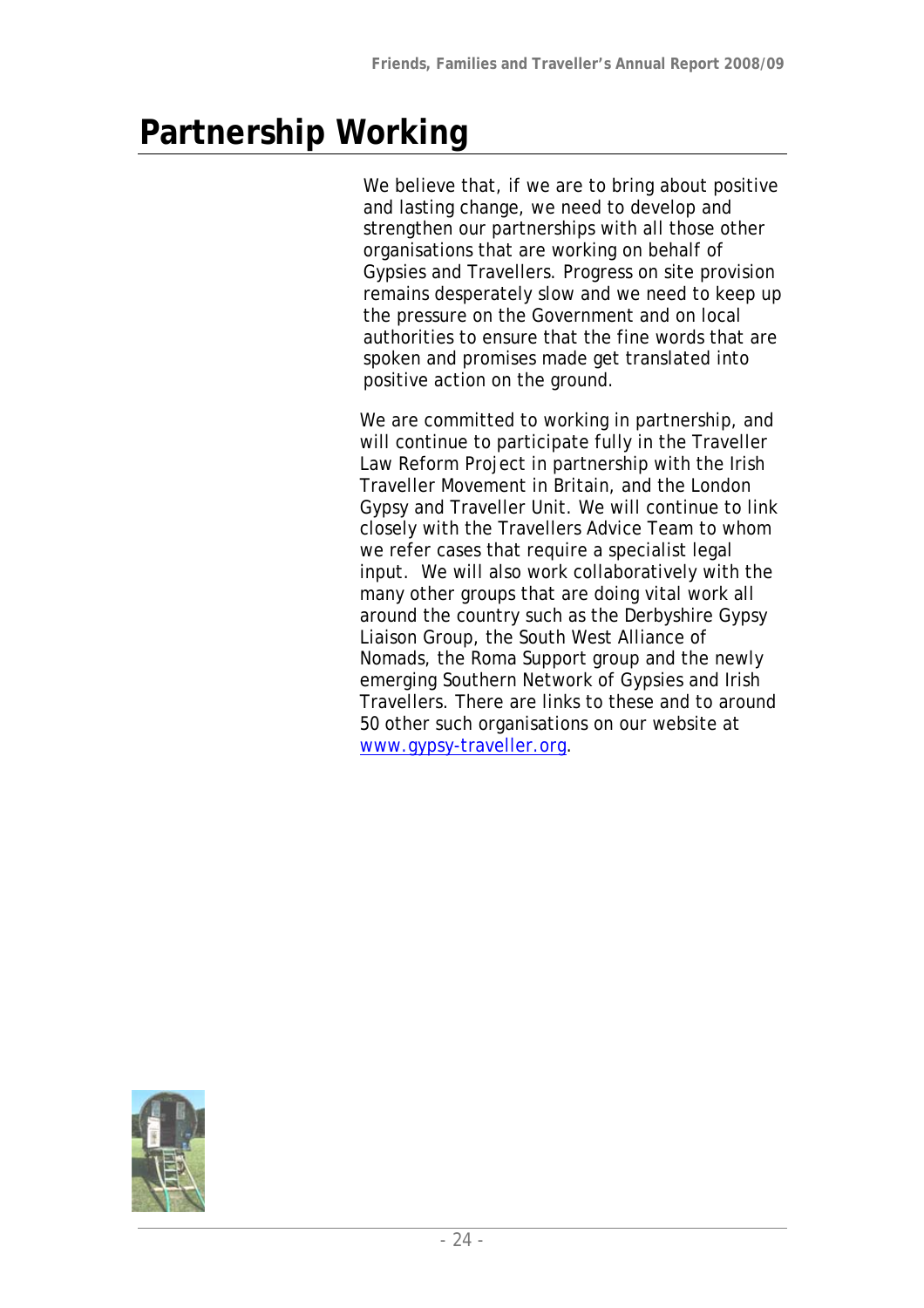# Partnership Working

We believe that, if we are to bring about positive and lasting change, we need to develop and strengthen our partnerships with all those other organisations that are working on behalf of Gypsies and Travellers. Progress on site provision remains desperately slow and we need to keep up the pressure on the Government and on local authorities to ensure that the fine words that are spoken and promises made get translated into positive action on the ground.

We are committed to working in partnership, and will continue to participate fully in the Traveller Law Reform Project in partnership with the Irish Traveller Movement in Britain, and the London Gypsy and Traveller Unit. We will continue to link closely with the Travellers Advice Team to whom we refer cases that require a specialist legal input. We will also work collaboratively with the many other groups that are doing vital work all around the country such as the Derbyshire Gypsy Liaison Group, the South West Alliance of Nomads, the Roma Support group and the newly emerging Southern Network of Gypsies and Irish Travellers. There are links to these and to around 50 other such organisations on our website at www.gypsy-traveller.org.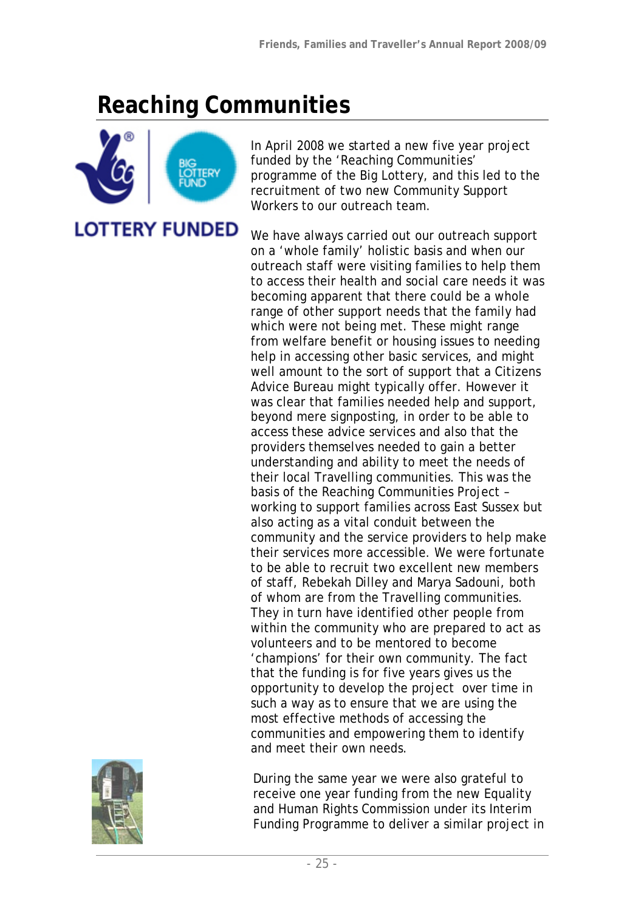# Reaching Communities

LOTTERY FUNDED

In April 2008 we started a new five year project funded by the 'Reaching Communities' programme of the Big Lottery, and this led to the recruitment of two new Community Support Workers to our outreach team.

We have always carried out our outreach support on a 'whole family' holistic basis and when our outreach staff were visiting families to help them to access their health and social care needs it was becoming apparent that there could be a whole range of other support needs that the family had which were not being met. These might range from welfare benefit or housing issues to needing help in accessing other basic services, and might well amount to the sort of support that a Citizens Advice Bureau might typically offer. However it was clear that families needed help and support, beyond mere signposting, in order to be able to access these advice services and also that the providers themselves needed to gain a better understanding and ability to meet the needs of their local Travelling communities. This was the basis of the Reaching Communities Project – working to support families across East Sussex but also acting as a vital conduit between the community and the service providers to help make their services more accessible. We were fortunate to be able to recruit two excellent new members of staff, Rebekah Dilley and Marya Sadouni, both of whom are from the Travelling communities. They in turn have identified other people from within the community who are prepared to act as volunteers and to be mentored to become 'champions' for their own community. The fact that the funding is for five years gives us the opportunity to develop the project over time in such a way as to ensure that we are using the most effective methods of accessing the communities and empowering them to identify and meet their own needs.

During the same year we were also grateful to receive one year funding from the new Equality and Human Rights Commission under its Interim Funding Programme to deliver a similar project in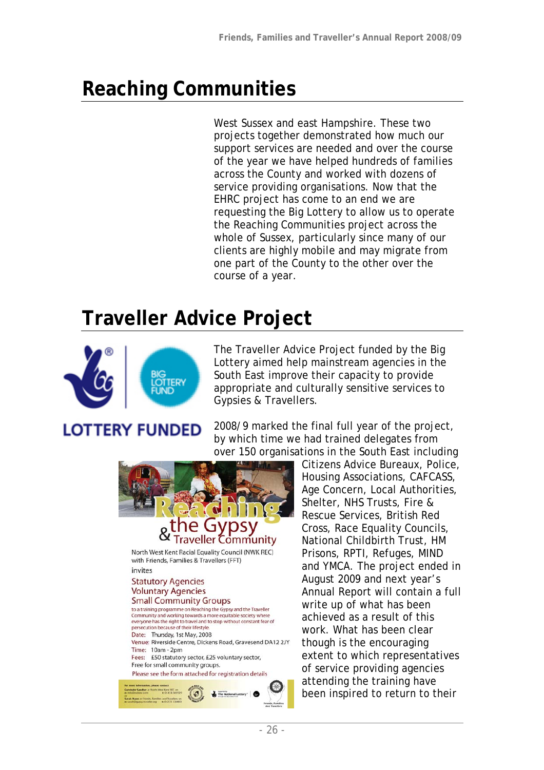# Reaching Communities

West Sussex and east Hampshire. These two projects together demonstrated how much our support services are needed and over the course of the year we have helped hundreds of families across the County and worked with dozens of service providing organisations. Now that the EHRC project has come to an end we are requesting the Big Lottery to allow us to operate the Reaching Communities project across the whole of Sussex, particularly since many of our clients are highly mobile and may migrate from one part of the County to the other over the course of a year.

# Traveller Advice Project

The Traveller Advice Project funded by the Big Lottery aimed help mainstream agencies in the South East improve their capacity to provide appropriate and culturally sensitive services to Gypsies & Travellers.

2008/9 marked the final full year of the project, by which time we had trained delegates from over 150 organisations in the South East including Citizens Advice Bureaux, Police, Housing Associations, CAFCASS, Age Concern, Local Authorities, Shelter, NHS Trusts, Fire & Rescue Services, British Red Cross, Race Equality Councils, National Childbirth Trust, HM Prisons, RPTI, Refuges, MIND and YMCA. The project ended in August 2009 and next year's Annual Report will contain a full write up of what has been achieved as a result of this work. What has been clear though is the encouraging extent to which representatives of service providing agencies attending the training have been inspired to return to their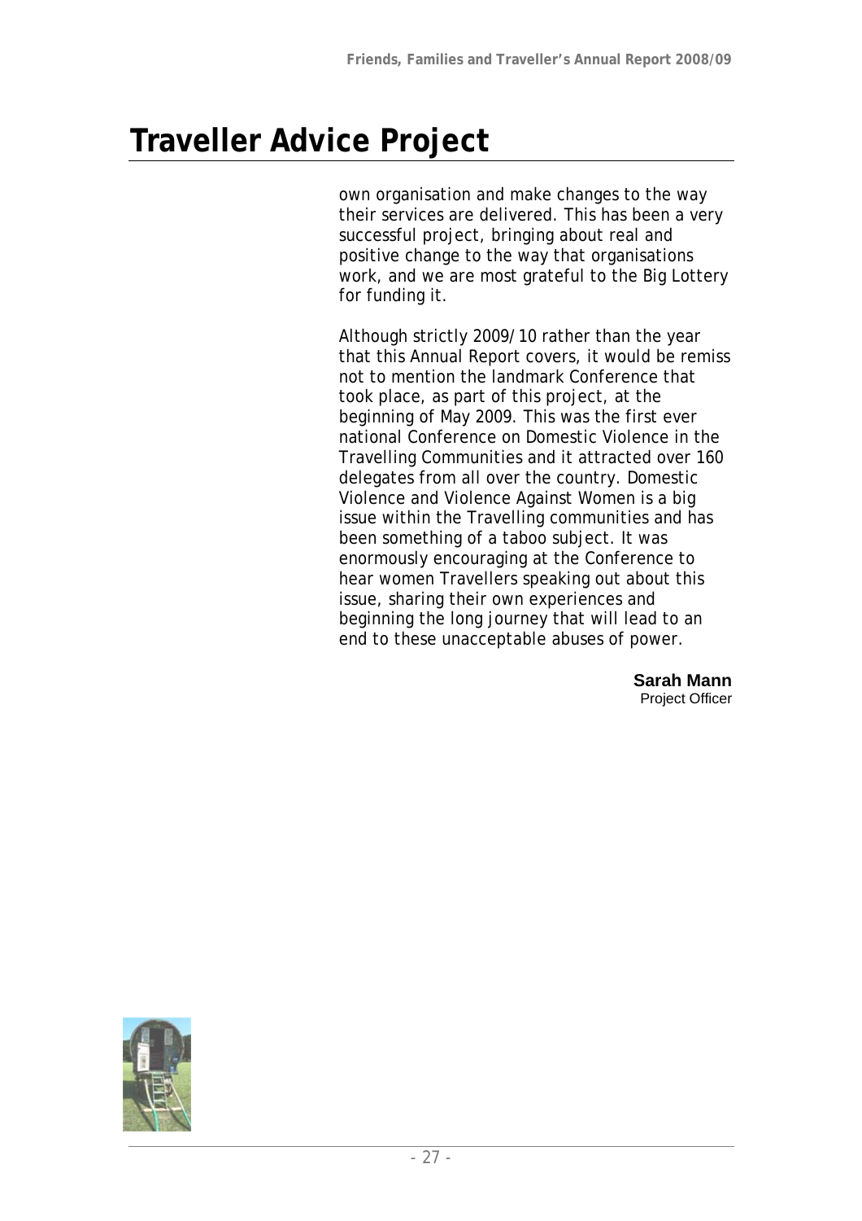# Traveller Advice Project

own organisation and make changes to the way their services are delivered. This has been a very successful project, bringing about real and positive change to the way that organisations work, and we are most grateful to the Big Lottery for funding it.

Although strictly 2009/10 rather than the year that this Annual Report covers, it would be remiss not to mention the landmark Conference that took place, as part of this project, at the beginning of May 2009. This was the first ever national Conference on Domestic Violence in the Travelling Communities and it attracted over 160 delegates from all over the country. Domestic Violence and Violence Against Women is a big issue within the Travelling communities and has been something of a taboo subject. It was enormously encouraging at the Conference to hear women Travellers speaking out about this issue, sharing their own experiences and beginning the long journey that will lead to an end to these unacceptable abuses of power.

**Sarah Mann**
Project Officer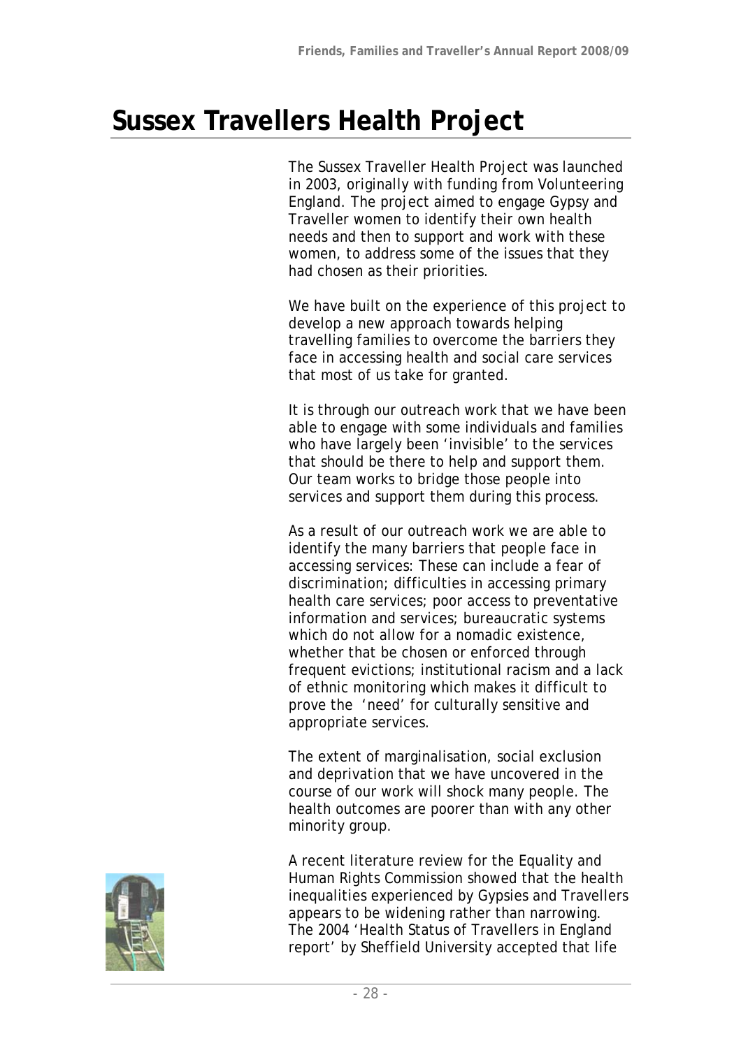# Sussex Travellers Health Project

The Sussex Traveller Health Project was launched in 2003, originally with funding from Volunteering England. The project aimed to engage Gypsy and Traveller women to identify their own health needs and then to support and work with these women, to address some of the issues that they had chosen as their priorities.

We have built on the experience of this project to develop a new approach towards helping travelling families to overcome the barriers they face in accessing health and social care services that most of us take for granted.

It is through our outreach work that we have been able to engage with some individuals and families who have largely been 'invisible' to the services that should be there to help and support them. Our team works to bridge those people into services and support them during this process.

As a result of our outreach work we are able to identify the many barriers that people face in accessing services: These can include a fear of discrimination; difficulties in accessing primary health care services; poor access to preventative information and services; bureaucratic systems which do not allow for a nomadic existence, whether that be chosen or enforced through frequent evictions; institutional racism and a lack of ethnic monitoring which makes it difficult to prove the 'need' for culturally sensitive and appropriate services.

The extent of marginalisation, social exclusion and deprivation that we have uncovered in the course of our work will shock many people. The health outcomes are poorer than with any other minority group.

A recent literature review for the Equality and Human Rights Commission showed that the health inequalities experienced by Gypsies and Travellers appears to be widening rather than narrowing. The 2004 'Health Status of Travellers in England report' by Sheffield University accepted that life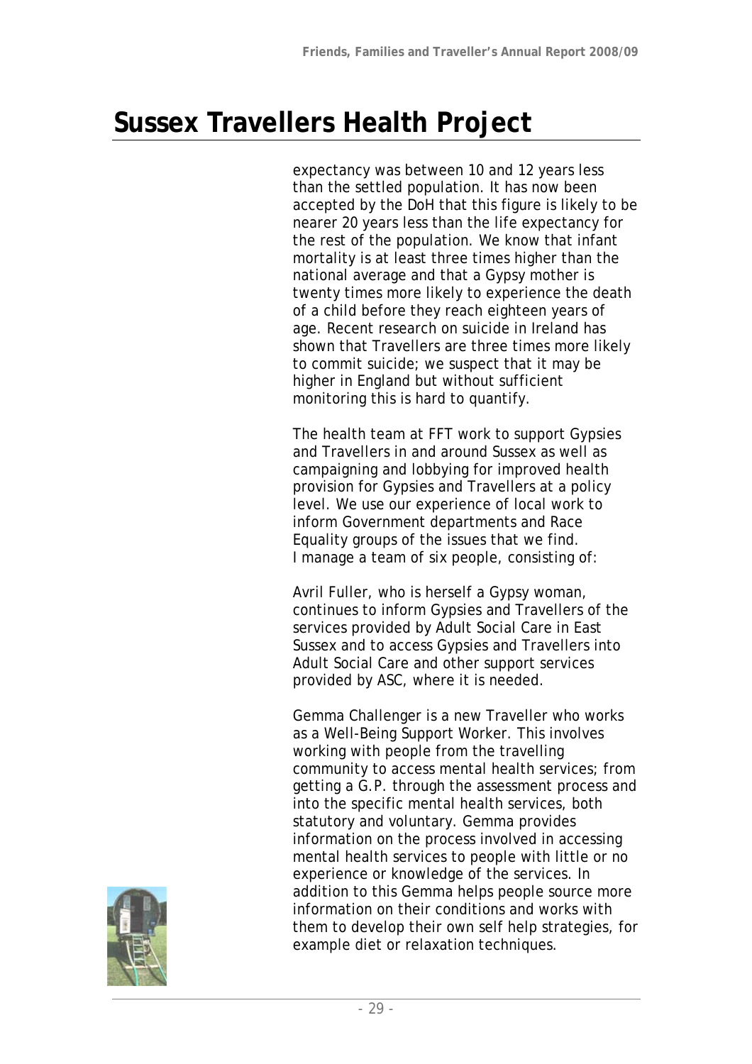# Sussex Travellers Health Project

expectancy was between 10 and 12 years less than the settled population. It has now been accepted by the DoH that this figure is likely to be nearer 20 years less than the life expectancy for the rest of the population. We know that infant mortality is at least three times higher than the national average and that a Gypsy mother is twenty times more likely to experience the death of a child before they reach eighteen years of age. Recent research on suicide in Ireland has shown that Travellers are three times more likely to commit suicide; we suspect that it may be higher in England but without sufficient monitoring this is hard to quantify.

The health team at FFT work to support Gypsies and Travellers in and around Sussex as well as campaigning and lobbying for improved health provision for Gypsies and Travellers at a policy level. We use our experience of local work to inform Government departments and Race Equality groups of the issues that we find. I manage a team of six people, consisting of:

Avril Fuller, who is herself a Gypsy woman, continues to inform Gypsies and Travellers of the services provided by Adult Social Care in East Sussex and to access Gypsies and Travellers into Adult Social Care and other support services provided by ASC, where it is needed.

Gemma Challenger is a new Traveller who works as a Well-Being Support Worker. This involves working with people from the travelling community to access mental health services; from getting a G.P. through the assessment process and into the specific mental health services, both statutory and voluntary. Gemma provides information on the process involved in accessing mental health services to people with little or no experience or knowledge of the services. In addition to this Gemma helps people source more information on their conditions and works with them to develop their own self help strategies, for example diet or relaxation techniques.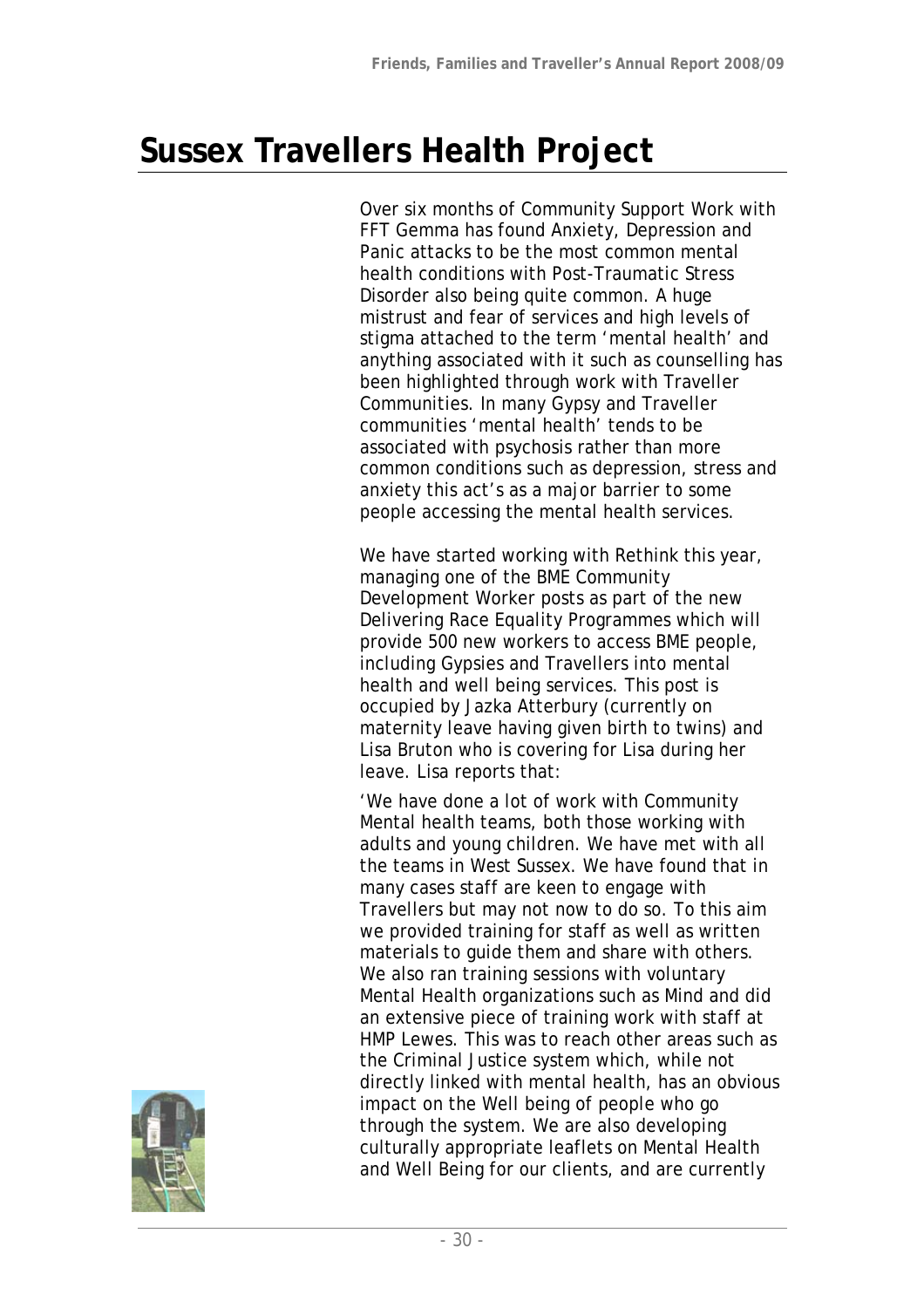# Sussex Travellers Health Project

Over six months of Community Support Work with FFT Gemma has found Anxiety, Depression and Panic attacks to be the most common mental health conditions with Post-Traumatic Stress Disorder also being quite common. A huge mistrust and fear of services and high levels of stigma attached to the term 'mental health' and anything associated with it such as counselling has been highlighted through work with Traveller Communities. In many Gypsy and Traveller communities 'mental health' tends to be associated with psychosis rather than more common conditions such as depression, stress and anxiety this act's as a major barrier to some people accessing the mental health services.

We have started working with Rethink this year, managing one of the BME Community Development Worker posts as part of the new Delivering Race Equality Programmes which will provide 500 new workers to access BME people, including Gypsies and Travellers into mental health and well being services. This post is occupied by Jazka Atterbury (currently on maternity leave having given birth to twins) and Lisa Bruton who is covering for Lisa during her leave. Lisa reports that:

'We have done a lot of work with Community Mental health teams, both those working with adults and young children. We have met with all the teams in West Sussex. We have found that in many cases staff are keen to engage with Travellers but may not now to do so. To this aim we provided training for staff as well as written materials to guide them and share with others. We also ran training sessions with voluntary Mental Health organizations such as Mind and did an extensive piece of training work with staff at HMP Lewes. This was to reach other areas such as the Criminal Justice system which, while not directly linked with mental health, has an obvious impact on the Well being of people who go through the system. We are also developing culturally appropriate leaflets on Mental Health and Well Being for our clients, and are currently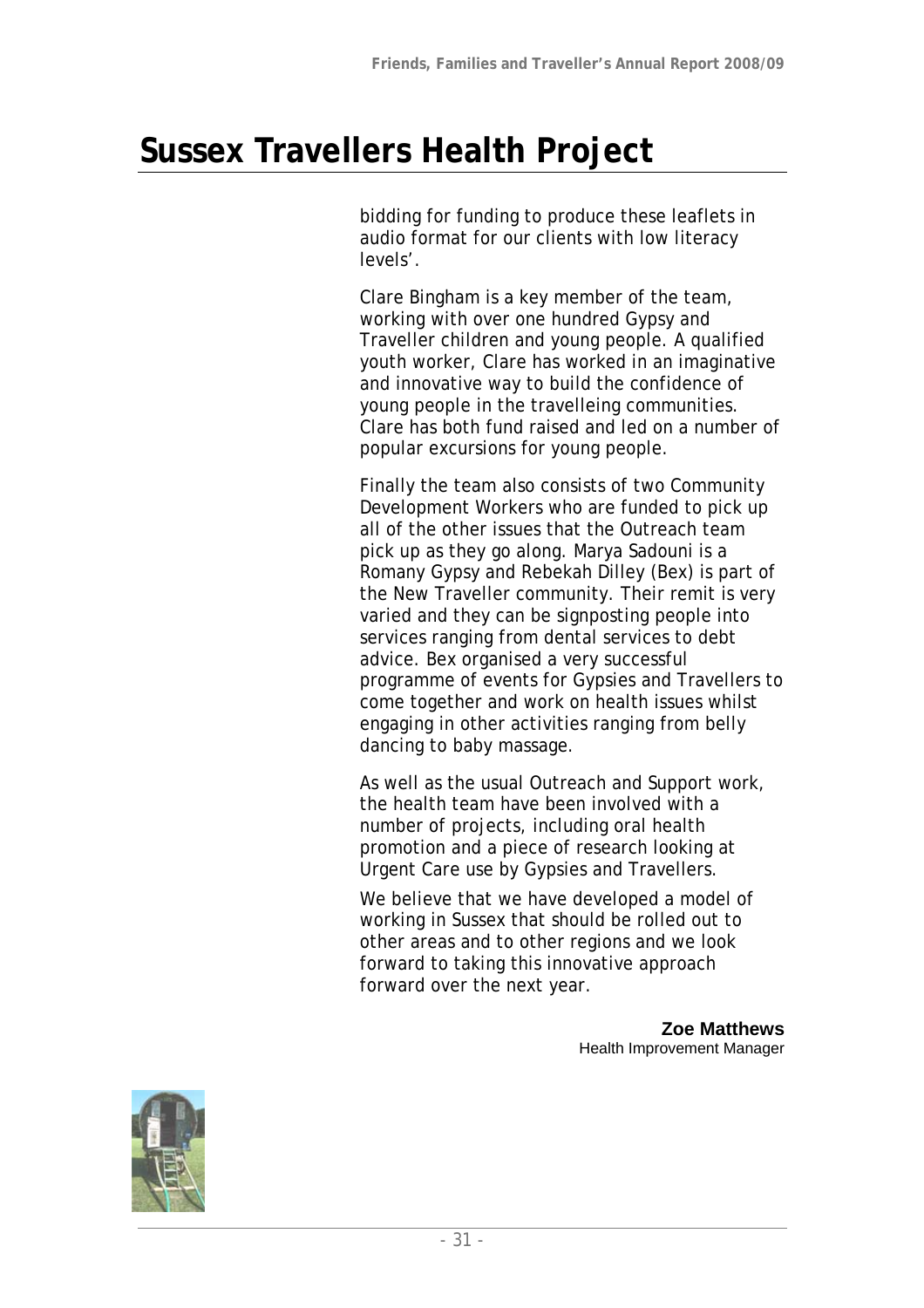# Sussex Travellers Health Project

bidding for funding to produce these leaflets in audio format for our clients with low literacy levels'.

Clare Bingham is a key member of the team, working with over one hundred Gypsy and Traveller children and young people. A qualified youth worker, Clare has worked in an imaginative and innovative way to build the confidence of young people in the travelleing communities. Clare has both fund raised and led on a number of popular excursions for young people.

Finally the team also consists of two Community Development Workers who are funded to pick up all of the other issues that the Outreach team pick up as they go along. Marya Sadouni is a Romany Gypsy and Rebekah Dilley (Bex) is part of the New Traveller community. Their remit is very varied and they can be signposting people into services ranging from dental services to debt advice. Bex organised a very successful programme of events for Gypsies and Travellers to come together and work on health issues whilst engaging in other activities ranging from belly dancing to baby massage.

As well as the usual Outreach and Support work, the health team have been involved with a number of projects, including oral health promotion and a piece of research looking at Urgent Care use by Gypsies and Travellers.

We believe that we have developed a model of working in Sussex that should be rolled out to other areas and to other regions and we look forward to taking this innovative approach forward over the next year.

**Zoe Matthews**
Health Improvement Manager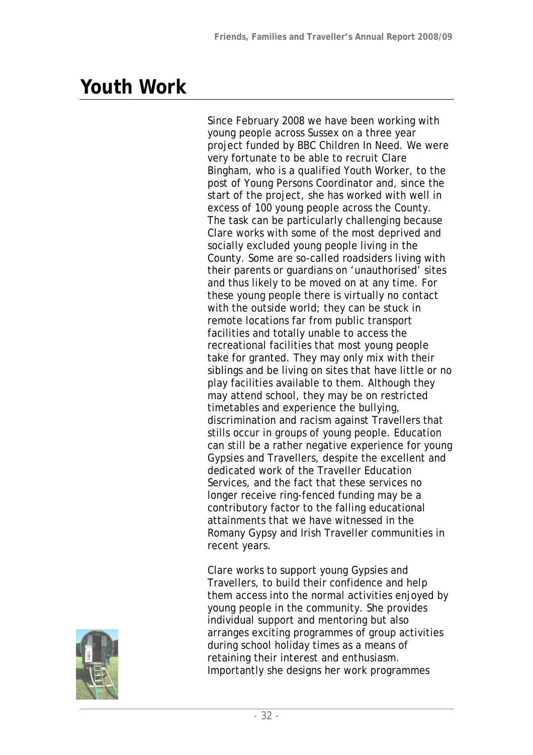# Youth Work

Since February 2008 we have been working with young people across Sussex on a three year project funded by BBC Children In Need. We were very fortunate to be able to recruit Clare Bingham, who is a qualified Youth Worker, to the post of Young Persons Coordinator and, since the start of the project, she has worked with well in excess of 100 young people across the County. The task can be particularly challenging because Clare works with some of the most deprived and socially excluded young people living in the County. Some are so-called roadsiders living with their parents or guardians on 'unauthorised' sites and thus likely to be moved on at any time. For these young people there is virtually no contact with the outside world; they can be stuck in remote locations far from public transport facilities and totally unable to access the recreational facilities that most young people take for granted. They may only mix with their siblings and be living on sites that have little or no play facilities available to them. Although they may attend school, they may be on restricted timetables and experience the bullying, discrimination and racism against Travellers that stills occur in groups of young people. Education can still be a rather negative experience for young Gypsies and Travellers, despite the excellent and dedicated work of the Traveller Education Services, and the fact that these services no longer receive ring-fenced funding may be a contributory factor to the falling educational attainments that we have witnessed in the Romany Gypsy and Irish Traveller communities in recent years.

Clare works to support young Gypsies and Travellers, to build their confidence and help them access into the normal activities enjoyed by young people in the community. She provides individual support and mentoring but also arranges exciting programmes of group activities during school holiday times as a means of retaining their interest and enthusiasm. Importantly she designs her work programmes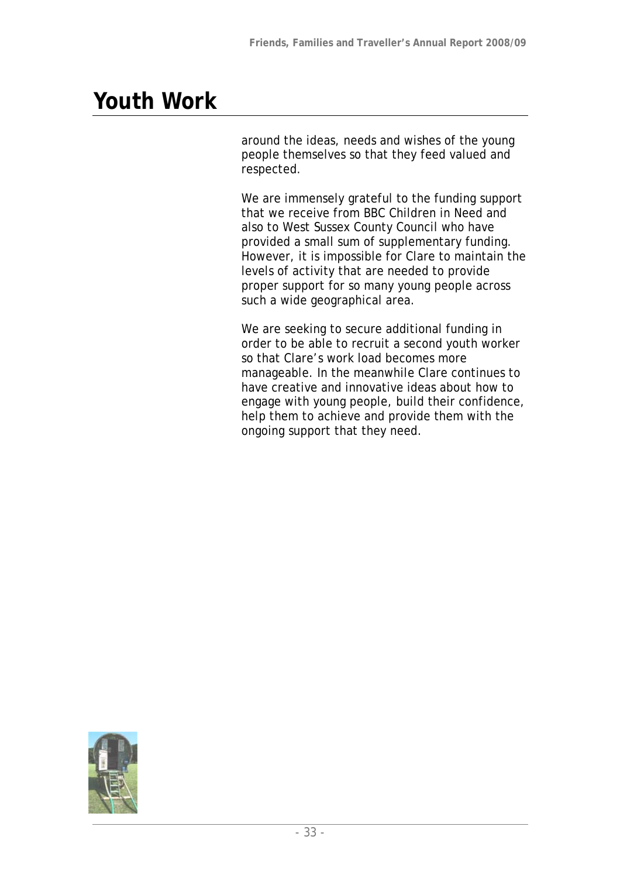# Youth Work

around the ideas, needs and wishes of the young people themselves so that they feed valued and respected.

We are immensely grateful to the funding support that we receive from BBC Children in Need and also to West Sussex County Council who have provided a small sum of supplementary funding. However, it is impossible for Clare to maintain the levels of activity that are needed to provide proper support for so many young people across such a wide geographical area.

We are seeking to secure additional funding in order to be able to recruit a second youth worker so that Clare's work load becomes more manageable. In the meanwhile Clare continues to have creative and innovative ideas about how to engage with young people, build their confidence, help them to achieve and provide them with the ongoing support that they need.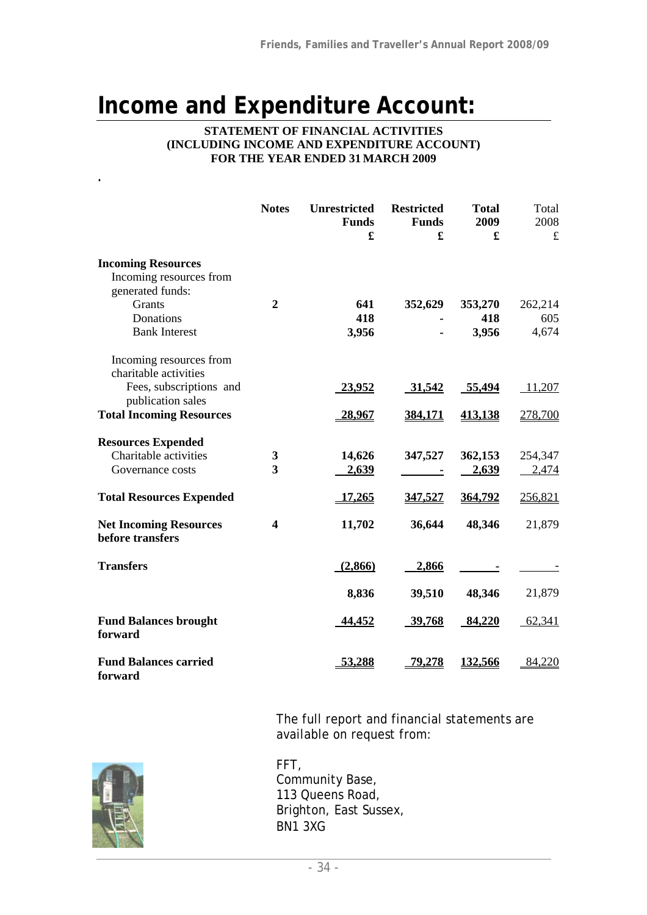# Income and Expenditure Account:

**STATEMENT OF FINANCIAL ACTIVITIES**
**(INCLUDING INCOME AND EXPENDITURE ACCOUNT)**
**FOR THE YEAR ENDED 31 MARCH 2009**

| | Notes | Unrestricted Funds £ | Restricted Funds £ | Total 2009 £ | Total 2008 £ |
|---|---|---|---|---|---|
| **Incoming Resources** | | | | | |
| Incoming resources from generated funds: | | | | | |
| Grants | 2 | 641 | 352,629 | 353,270 | 262,214 |
| Donations | | 418 | - | 418 | 605 |
| Bank Interest | | 3,956 | - | 3,956 | 4,674 |
| Incoming resources from charitable activities | | | | | |
| Fees, subscriptions and publication sales | | 23,952 | 31,542 | 55,494 | 11,207 |
| **Total Incoming Resources** | | 28,967 | 384,171 | 413,138 | 278,700 |
| **Resources Expended** | | | | | |
| Charitable activities | 3 | 14,626 | 347,527 | 362,153 | 254,347 |
| Governance costs | 3 | 2,639 | - | 2,639 | 2,474 |
| **Total Resources Expended** | | 17,265 | 347,527 | 364,792 | 256,821 |
| **Net Incoming Resources before transfers** | 4 | 11,702 | 36,644 | 48,346 | 21,879 |
| **Transfers** | | (2,866) | 2,866 | - | - |
| | | 8,836 | 39,510 | 48,346 | 21,879 |
| **Fund Balances brought forward** | | 44,452 | 39,768 | 84,220 | 62,341 |
| **Fund Balances carried forward** | | 53,288 | 79,278 | 132,566 | 84,220 |

The full report and financial statements are available on request from:

FFT,
Community Base,
113 Queens Road,
Brighton, East Sussex,
BN1 3XG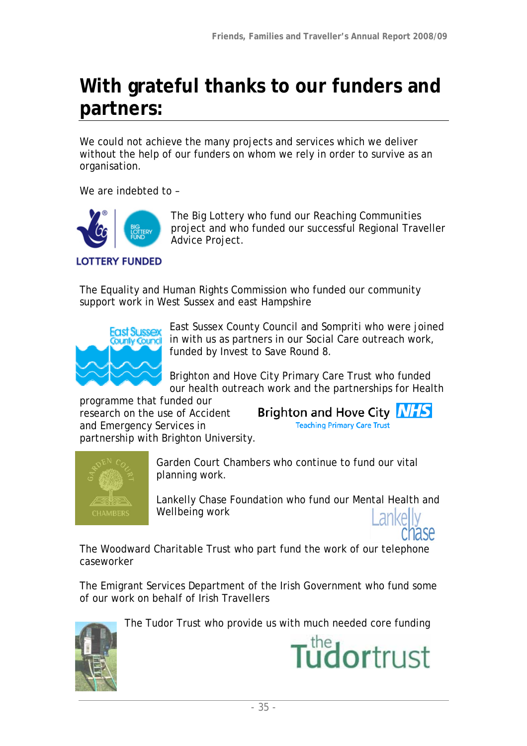# With grateful thanks to our funders and partners:

We could not achieve the many projects and services which we deliver without the help of our funders on whom we rely in order to survive as an organisation.

We are indebted to –

The Big Lottery who fund our Reaching Communities project and who funded our successful Regional Traveller Advice Project.

The Equality and Human Rights Commission who funded our community support work in West Sussex and east Hampshire

East Sussex County Council and Sompriti who were joined in with us as partners in our Social Care outreach work, funded by Invest to Save Round 8.

Brighton and Hove City Primary Care Trust who funded our health outreach work and the partnerships for Health programme that funded our research on the use of Accident and Emergency Services in partnership with Brighton University.

Garden Court Chambers who continue to fund our vital planning work.

Lankelly Chase Foundation who fund our Mental Health and Wellbeing work

The Woodward Charitable Trust who part fund the work of our telephone caseworker

The Emigrant Services Department of the Irish Government who fund some of our work on behalf of Irish Travellers

The Tudor Trust who provide us with much needed core funding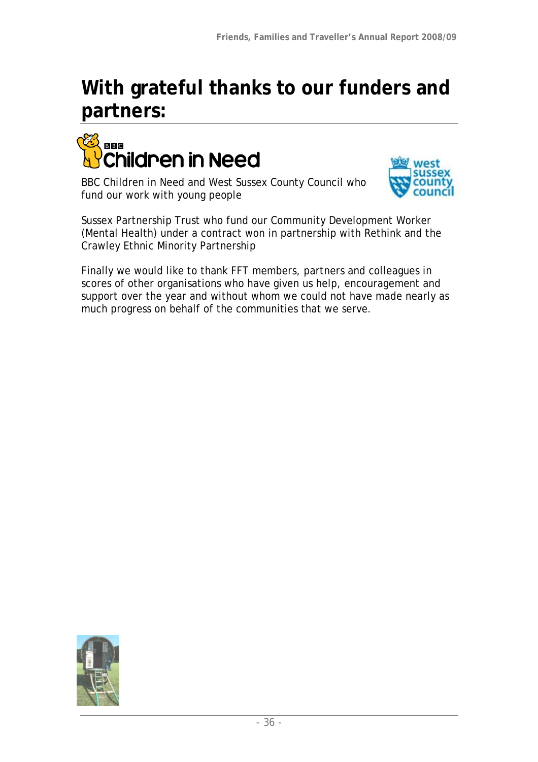# With grateful thanks to our funders and partners:

BBC Children in Need and West Sussex County Council who fund our work with young people

Sussex Partnership Trust who fund our Community Development Worker (Mental Health) under a contract won in partnership with Rethink and the Crawley Ethnic Minority Partnership

Finally we would like to thank FFT members, partners and colleagues in scores of other organisations who have given us help, encouragement and support over the year and without whom we could not have made nearly as much progress on behalf of the communities that we serve.